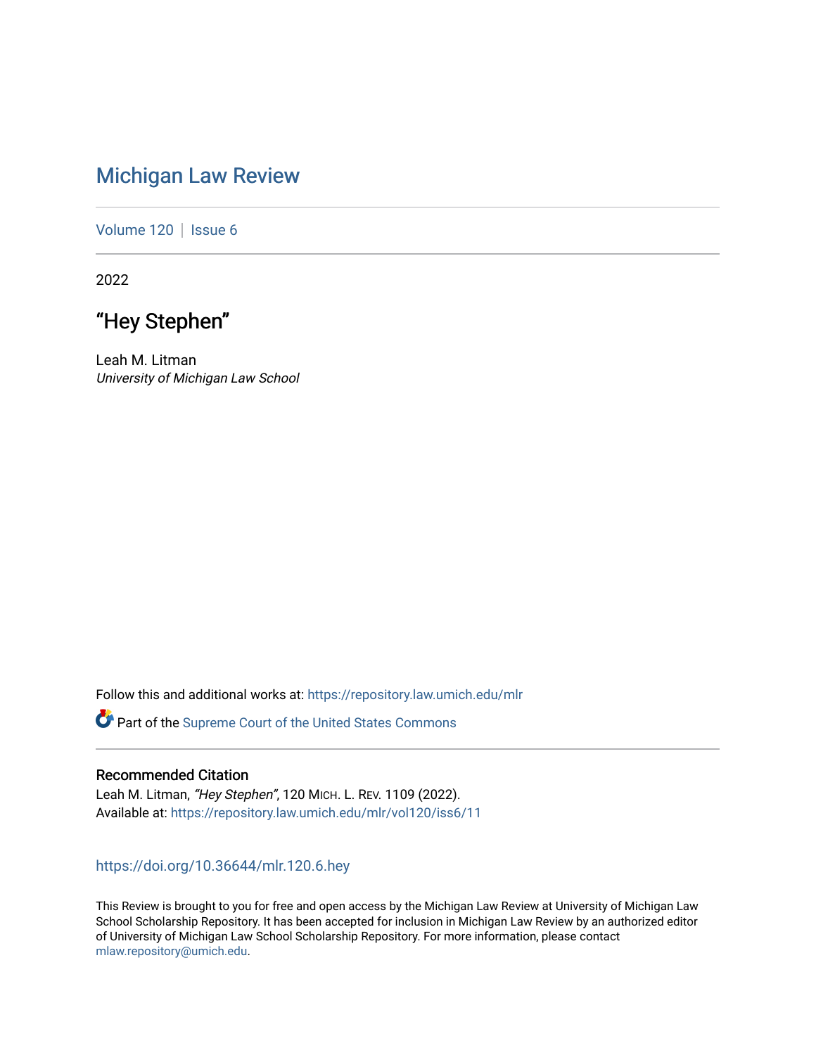# Michigan Law Review

Volume 120 | Issue 6

2022

## "Hey Stephen"

Leah M. Litman
*University of Michigan Law School*

Follow this and additional works at: https://repository.law.umich.edu/mlr

Part of the Supreme Court of the United States Commons

### Recommended Citation

Leah M. Litman, *"Hey Stephen"*, 120 MICH. L. REV. 1109 (2022).
Available at: https://repository.law.umich.edu/mlr/vol120/iss6/11

https://doi.org/10.36644/mlr.120.6.hey

This Review is brought to you for free and open access by the Michigan Law Review at University of Michigan Law School Scholarship Repository. It has been accepted for inclusion in Michigan Law Review by an authorized editor of University of Michigan Law School Scholarship Repository. For more information, please contact mlaw.repository@umich.edu.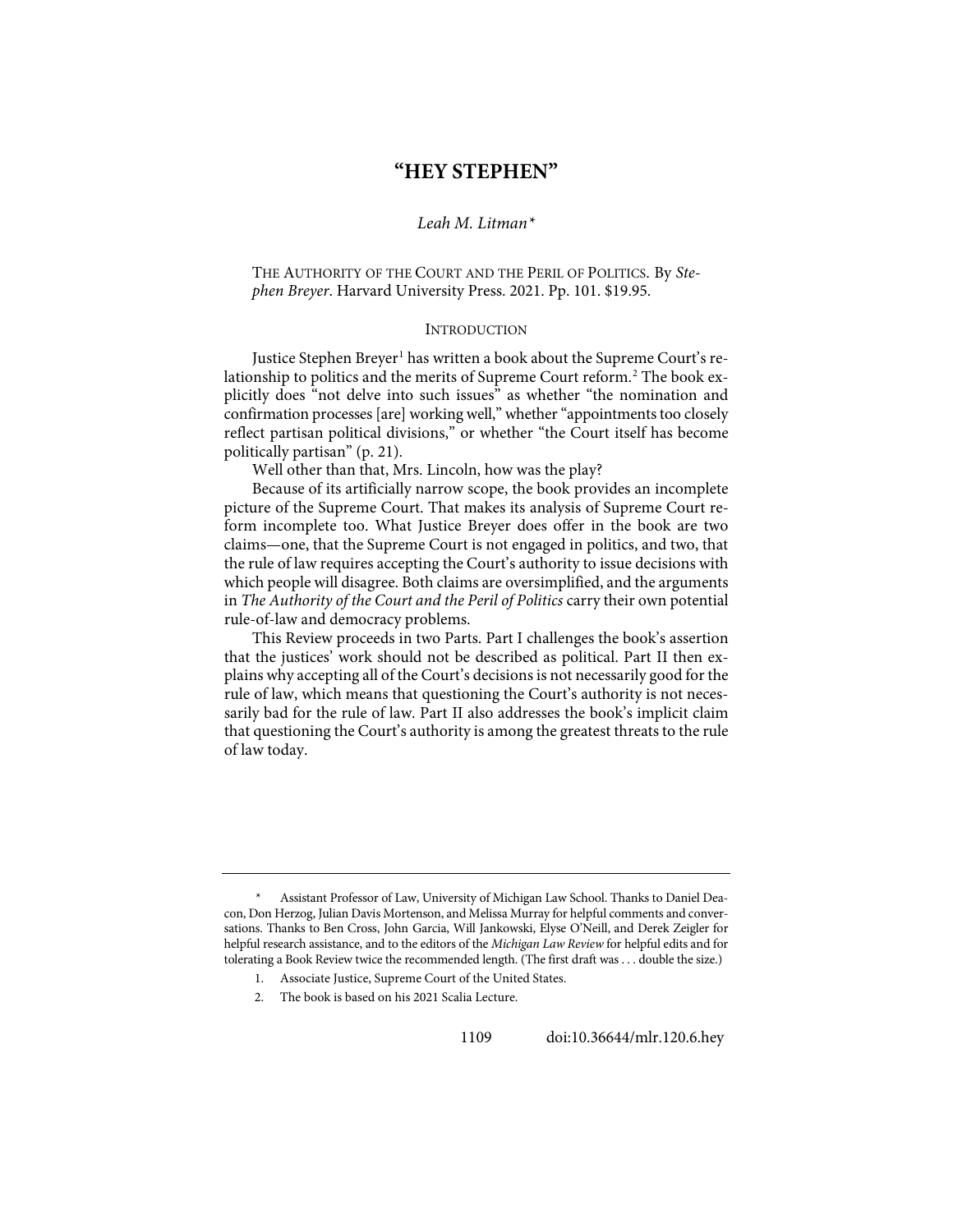# "HEY STEPHEN"

*Leah M. Litman\**

THE AUTHORITY OF THE COURT AND THE PERIL OF POLITICS. By *Stephen Breyer*. Harvard University Press. 2021. Pp. 101. $19.95.

## INTRODUCTION

Justice Stephen Breyer[1] has written a book about the Supreme Court's relationship to politics and the merits of Supreme Court reform.[2] The book explicitly does "not delve into such issues" as whether "the nomination and confirmation processes [are] working well," whether "appointments too closely reflect partisan political divisions," or whether "the Court itself has become politically partisan" (p. 21).

Well other than that, Mrs. Lincoln, how was the play?

Because of its artificially narrow scope, the book provides an incomplete picture of the Supreme Court. That makes its analysis of Supreme Court reform incomplete too. What Justice Breyer does offer in the book are two claims—one, that the Supreme Court is not engaged in politics, and two, that the rule of law requires accepting the Court's authority to issue decisions with which people will disagree. Both claims are oversimplified, and the arguments in *The Authority of the Court and the Peril of Politics* carry their own potential rule-of-law and democracy problems.

This Review proceeds in two Parts. Part I challenges the book's assertion that the justices' work should not be described as political. Part II then explains why accepting all of the Court's decisions is not necessarily good for the rule of law, which means that questioning the Court's authority is not necessarily bad for the rule of law. Part II also addresses the book's implicit claim that questioning the Court's authority is among the greatest threats to the rule of law today.

---

\* Assistant Professor of Law, University of Michigan Law School. Thanks to Daniel Deacon, Don Herzog, Julian Davis Mortenson, and Melissa Murray for helpful comments and conversations. Thanks to Ben Cross, John Garcia, Will Jankowski, Elyse O'Neill, and Derek Zeigler for helpful research assistance, and to the editors of the *Michigan Law Review* for helpful edits and for tolerating a Book Review twice the recommended length. (The first draft was . . . double the size.)

1. Associate Justice, Supreme Court of the United States.

2. The book is based on his 2021 Scalia Lecture.

doi:10.36644/mlr.120.6.hey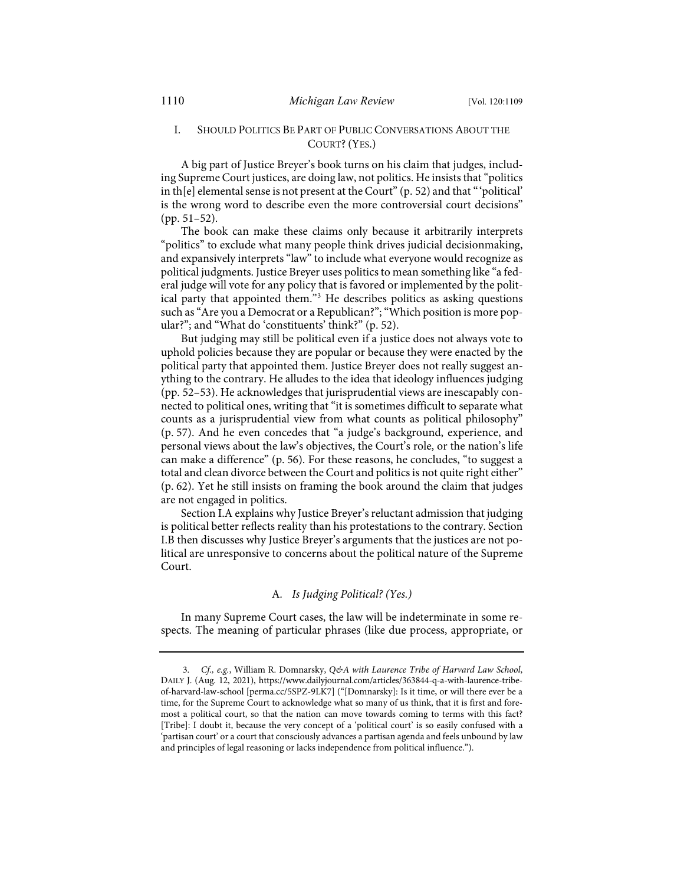## I. Should Politics Be Part of Public Conversations About the Court? (Yes.)

A big part of Justice Breyer's book turns on his claim that judges, including Supreme Court justices, are doing law, not politics. He insists that "politics in th[e] elemental sense is not present at the Court" (p. 52) and that "'political' is the wrong word to describe even the more controversial court decisions" (pp. 51–52).

The book can make these claims only because it arbitrarily interprets "politics" to exclude what many people think drives judicial decisionmaking, and expansively interprets "law" to include what everyone would recognize as political judgments. Justice Breyer uses politics to mean something like "a federal judge will vote for any policy that is favored or implemented by the political party that appointed them."[3] He describes politics as asking questions such as "Are you a Democrat or a Republican?"; "Which position is more popular?"; and "What do 'constituents' think?" (p. 52).

But judging may still be political even if a justice does not always vote to uphold policies because they are popular or because they were enacted by the political party that appointed them. Justice Breyer does not really suggest anything to the contrary. He alludes to the idea that ideology influences judging (pp. 52–53). He acknowledges that jurisprudential views are inescapably connected to political ones, writing that "it is sometimes difficult to separate what counts as a jurisprudential view from what counts as political philosophy" (p. 57). And he even concedes that "a judge's background, experience, and personal views about the law's objectives, the Court's role, or the nation's life can make a difference" (p. 56). For these reasons, he concludes, "to suggest a total and clean divorce between the Court and politics is not quite right either" (p. 62). Yet he still insists on framing the book around the claim that judges are not engaged in politics.

Section I.A explains why Justice Breyer's reluctant admission that judging is political better reflects reality than his protestations to the contrary. Section I.B then discusses why Justice Breyer's arguments that the justices are not political are unresponsive to concerns about the political nature of the Supreme Court.

### A. *Is Judging Political? (Yes.)*

In many Supreme Court cases, the law will be indeterminate in some respects. The meaning of particular phrases (like due process, appropriate, or

---

3. *Cf., e.g.*, William R. Domnarsky, *Q&A with Laurence Tribe of Harvard Law School*, Daily J. (Aug. 12, 2021), https://www.dailyjournal.com/articles/363844-q-a-with-laurence-tribe-of-harvard-law-school [perma.cc/5SPZ-9LK7] ("[Domnarsky]: Is it time, or will there ever be a time, for the Supreme Court to acknowledge what so many of us think, that it is first and foremost a political court, so that the nation can move towards coming to terms with this fact? [Tribe]: I doubt it, because the very concept of a 'political court' is so easily confused with a 'partisan court' or a court that consciously advances a partisan agenda and feels unbound by law and principles of legal reasoning or lacks independence from political influence.").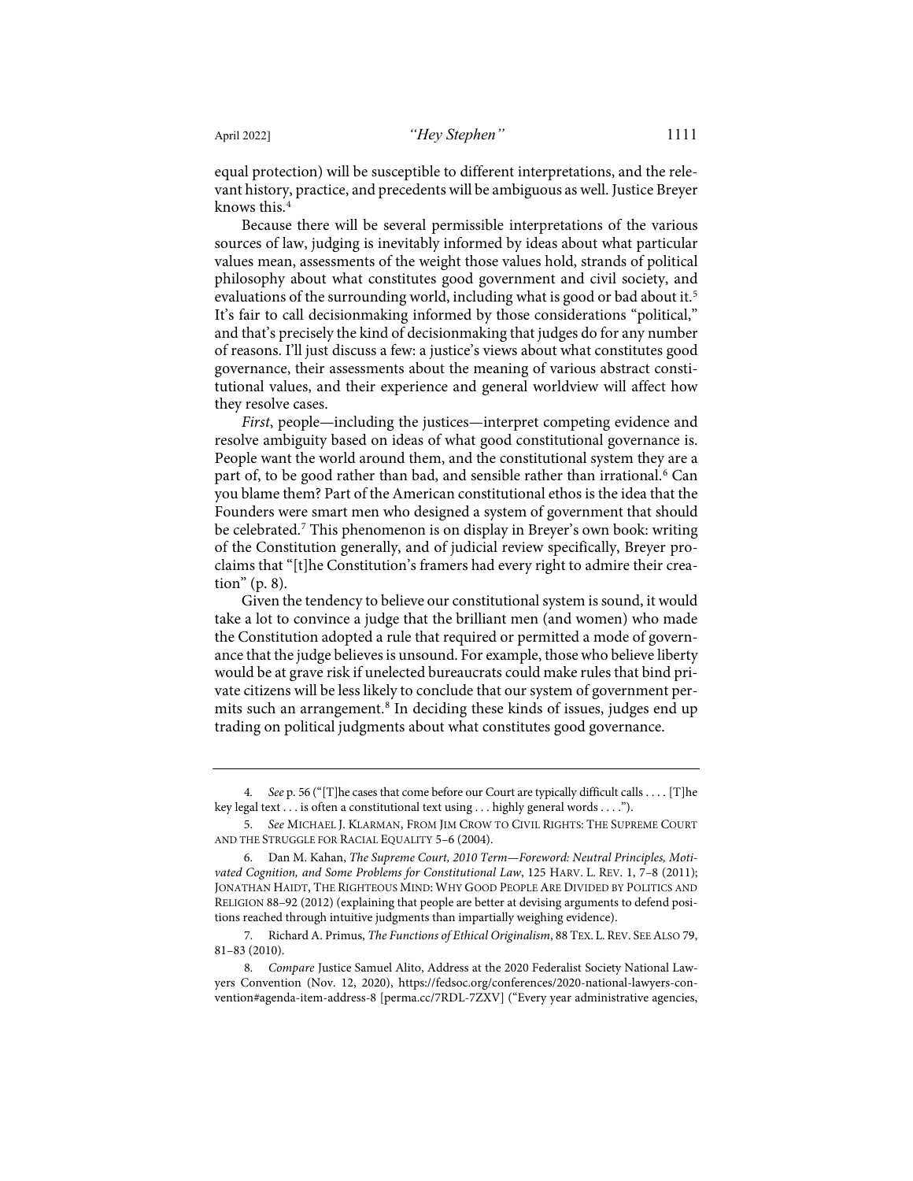equal protection) will be susceptible to different interpretations, and the relevant history, practice, and precedents will be ambiguous as well. Justice Breyer knows this.[4]

Because there will be several permissible interpretations of the various sources of law, judging is inevitably informed by ideas about what particular values mean, assessments of the weight those values hold, strands of political philosophy about what constitutes good government and civil society, and evaluations of the surrounding world, including what is good or bad about it.[5] It's fair to call decisionmaking informed by those considerations "political," and that's precisely the kind of decisionmaking that judges do for any number of reasons. I'll just discuss a few: a justice's views about what constitutes good governance, their assessments about the meaning of various abstract constitutional values, and their experience and general worldview will affect how they resolve cases.

*First*, people—including the justices—interpret competing evidence and resolve ambiguity based on ideas of what good constitutional governance is. People want the world around them, and the constitutional system they are a part of, to be good rather than bad, and sensible rather than irrational.[6] Can you blame them? Part of the American constitutional ethos is the idea that the Founders were smart men who designed a system of government that should be celebrated.[7] This phenomenon is on display in Breyer's own book: writing of the Constitution generally, and of judicial review specifically, Breyer proclaims that "[t]he Constitution's framers had every right to admire their creation" (p. 8).

Given the tendency to believe our constitutional system is sound, it would take a lot to convince a judge that the brilliant men (and women) who made the Constitution adopted a rule that required or permitted a mode of governance that the judge believes is unsound. For example, those who believe liberty would be at grave risk if unelected bureaucrats could make rules that bind private citizens will be less likely to conclude that our system of government permits such an arrangement.[8] In deciding these kinds of issues, judges end up trading on political judgments about what constitutes good governance.

---

4. *See* p. 56 ("[T]he cases that come before our Court are typically difficult calls . . . . [T]he key legal text . . . is often a constitutional text using . . . highly general words . . . .").

5. *See* MICHAEL J. KLARMAN, FROM JIM CROW TO CIVIL RIGHTS: THE SUPREME COURT AND THE STRUGGLE FOR RACIAL EQUALITY 5–6 (2004).

6. Dan M. Kahan, *The Supreme Court, 2010 Term—Foreword: Neutral Principles, Motivated Cognition, and Some Problems for Constitutional Law*, 125 HARV. L. REV. 1, 7–8 (2011); JONATHAN HAIDT, THE RIGHTEOUS MIND: WHY GOOD PEOPLE ARE DIVIDED BY POLITICS AND RELIGION 88–92 (2012) (explaining that people are better at devising arguments to defend positions reached through intuitive judgments than impartially weighing evidence).

7. Richard A. Primus, *The Functions of Ethical Originalism*, 88 TEX. L. REV. SEE ALSO 79, 81–83 (2010).

8. *Compare* Justice Samuel Alito, Address at the 2020 Federalist Society National Lawyers Convention (Nov. 12, 2020), https://fedsoc.org/conferences/2020-national-lawyers-convention#agenda-item-address-8 [perma.cc/7RDL-7ZXV] ("Every year administrative agencies,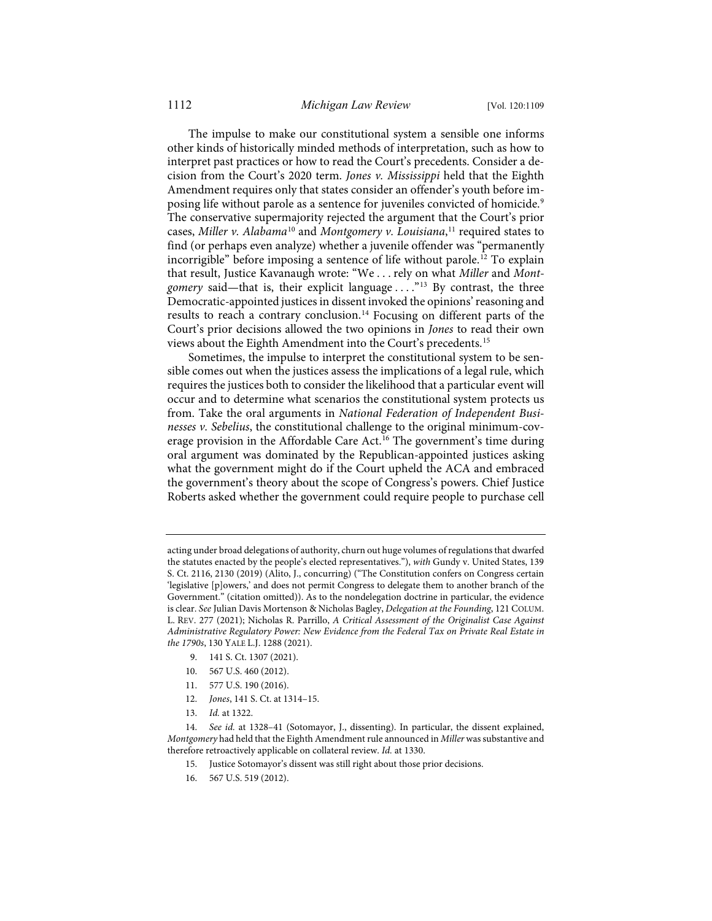The impulse to make our constitutional system a sensible one informs other kinds of historically minded methods of interpretation, such as how to interpret past practices or how to read the Court's precedents. Consider a decision from the Court's 2020 term. *Jones v. Mississippi* held that the Eighth Amendment requires only that states consider an offender's youth before imposing life without parole as a sentence for juveniles convicted of homicide.[9] The conservative supermajority rejected the argument that the Court's prior cases, *Miller v. Alabama*[10] and *Montgomery v. Louisiana*,[11] required states to find (or perhaps even analyze) whether a juvenile offender was "permanently incorrigible" before imposing a sentence of life without parole.[12] To explain that result, Justice Kavanaugh wrote: "We . . . rely on what *Miller* and *Montgomery* said—that is, their explicit language . . . ."[13] By contrast, the three Democratic-appointed justices in dissent invoked the opinions' reasoning and results to reach a contrary conclusion.[14] Focusing on different parts of the Court's prior decisions allowed the two opinions in *Jones* to read their own views about the Eighth Amendment into the Court's precedents.[15]

Sometimes, the impulse to interpret the constitutional system to be sensible comes out when the justices assess the implications of a legal rule, which requires the justices both to consider the likelihood that a particular event will occur and to determine what scenarios the constitutional system protects us from. Take the oral arguments in *National Federation of Independent Businesses v. Sebelius*, the constitutional challenge to the original minimum-coverage provision in the Affordable Care Act.[16] The government's time during oral argument was dominated by the Republican-appointed justices asking what the government might do if the Court upheld the ACA and embraced the government's theory about the scope of Congress's powers. Chief Justice Roberts asked whether the government could require people to purchase cell

---

acting under broad delegations of authority, churn out huge volumes of regulations that dwarfed the statutes enacted by the people's elected representatives."), *with* Gundy v. United States, 139 S. Ct. 2116, 2130 (2019) (Alito, J., concurring) ("The Constitution confers on Congress certain 'legislative [p]owers,' and does not permit Congress to delegate them to another branch of the Government." (citation omitted)). As to the nondelegation doctrine in particular, the evidence is clear. *See* Julian Davis Mortenson & Nicholas Bagley, *Delegation at the Founding*, 121 COLUM. L. REV. 277 (2021); Nicholas R. Parrillo, *A Critical Assessment of the Originalist Case Against Administrative Regulatory Power: New Evidence from the Federal Tax on Private Real Estate in the 1790s*, 130 YALE L.J. 1288 (2021).

9. 141 S. Ct. 1307 (2021).

10. 567 U.S. 460 (2012).

11. 577 U.S. 190 (2016).

12. *Jones*, 141 S. Ct. at 1314–15.

13. *Id.* at 1322.

14. *See id.* at 1328–41 (Sotomayor, J., dissenting). In particular, the dissent explained, *Montgomery* had held that the Eighth Amendment rule announced in *Miller* was substantive and therefore retroactively applicable on collateral review. *Id.* at 1330.

15. Justice Sotomayor's dissent was still right about those prior decisions.

16. 567 U.S. 519 (2012).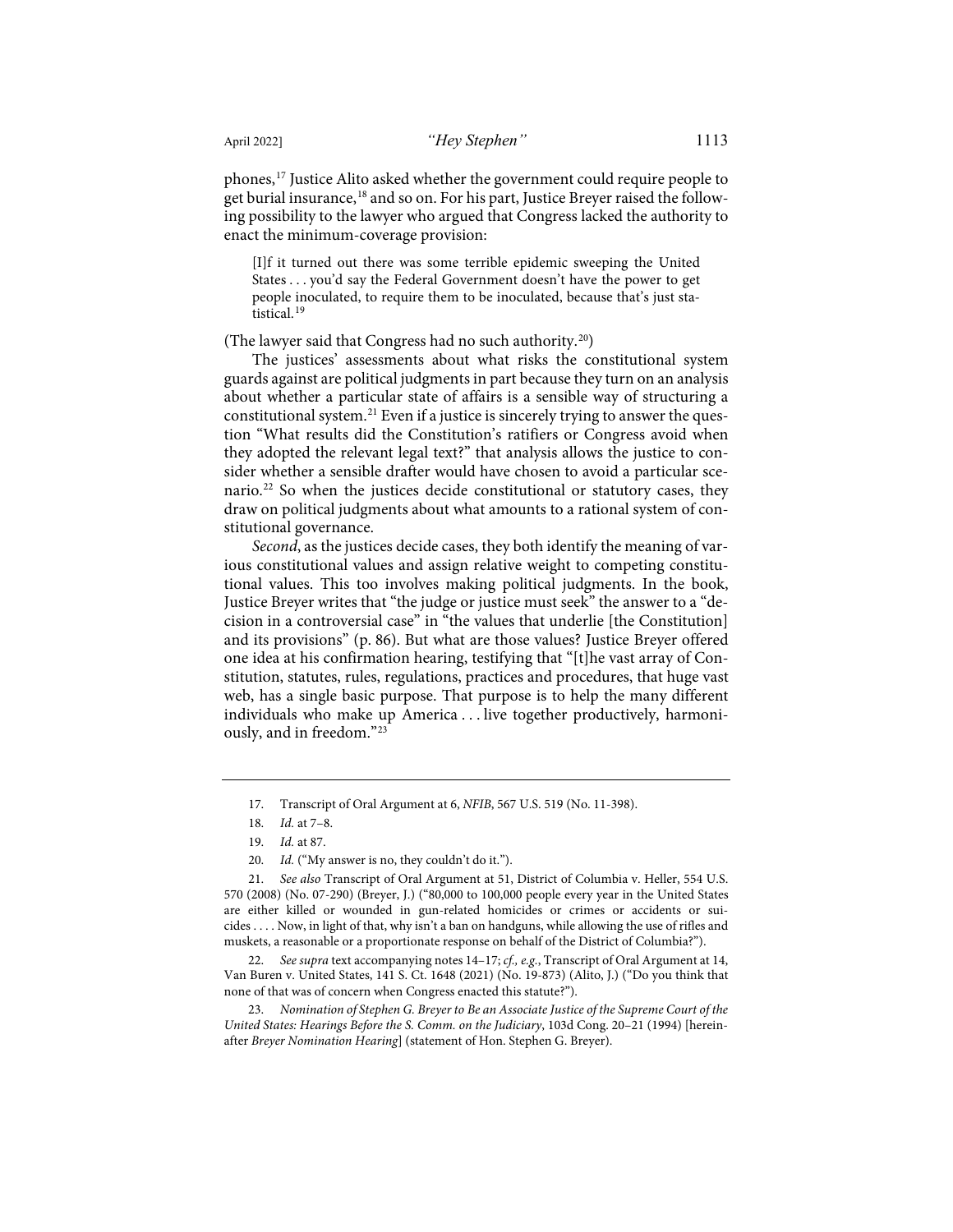phones,[17] Justice Alito asked whether the government could require people to get burial insurance,[18] and so on. For his part, Justice Breyer raised the following possibility to the lawyer who argued that Congress lacked the authority to enact the minimum-coverage provision:

> [I]f it turned out there was some terrible epidemic sweeping the United States . . . you'd say the Federal Government doesn't have the power to get people inoculated, to require them to be inoculated, because that's just statistical.[19]

(The lawyer said that Congress had no such authority.[20])

The justices' assessments about what risks the constitutional system guards against are political judgments in part because they turn on an analysis about whether a particular state of affairs is a sensible way of structuring a constitutional system.[21] Even if a justice is sincerely trying to answer the question "What results did the Constitution's ratifiers or Congress avoid when they adopted the relevant legal text?" that analysis allows the justice to consider whether a sensible drafter would have chosen to avoid a particular scenario.[22] So when the justices decide constitutional or statutory cases, they draw on political judgments about what amounts to a rational system of constitutional governance.

*Second*, as the justices decide cases, they both identify the meaning of various constitutional values and assign relative weight to competing constitutional values. This too involves making political judgments. In the book, Justice Breyer writes that "the judge or justice must seek" the answer to a "decision in a controversial case" in "the values that underlie [the Constitution] and its provisions" (p. 86). But what are those values? Justice Breyer offered one idea at his confirmation hearing, testifying that "[t]he vast array of Constitution, statutes, rules, regulations, practices and procedures, that huge vast web, has a single basic purpose. That purpose is to help the many different individuals who make up America . . . live together productively, harmoniously, and in freedom."[23]

---

17. Transcript of Oral Argument at 6, *NFIB*, 567 U.S. 519 (No. 11-398).

18. *Id.* at 7–8.

19. *Id.* at 87.

20. *Id.* ("My answer is no, they couldn't do it.").

21. *See also* Transcript of Oral Argument at 51, District of Columbia v. Heller, 554 U.S. 570 (2008) (No. 07-290) (Breyer, J.) ("80,000 to 100,000 people every year in the United States are either killed or wounded in gun-related homicides or crimes or accidents or suicides . . . . Now, in light of that, why isn't a ban on handguns, while allowing the use of rifles and muskets, a reasonable or a proportionate response on behalf of the District of Columbia?").

22. *See supra* text accompanying notes 14–17; *cf., e.g.*, Transcript of Oral Argument at 14, Van Buren v. United States, 141 S. Ct. 1648 (2021) (No. 19-873) (Alito, J.) ("Do you think that none of that was of concern when Congress enacted this statute?").

23. *Nomination of Stephen G. Breyer to Be an Associate Justice of the Supreme Court of the United States: Hearings Before the S. Comm. on the Judiciary*, 103d Cong. 20–21 (1994) [hereinafter *Breyer Nomination Hearing*] (statement of Hon. Stephen G. Breyer).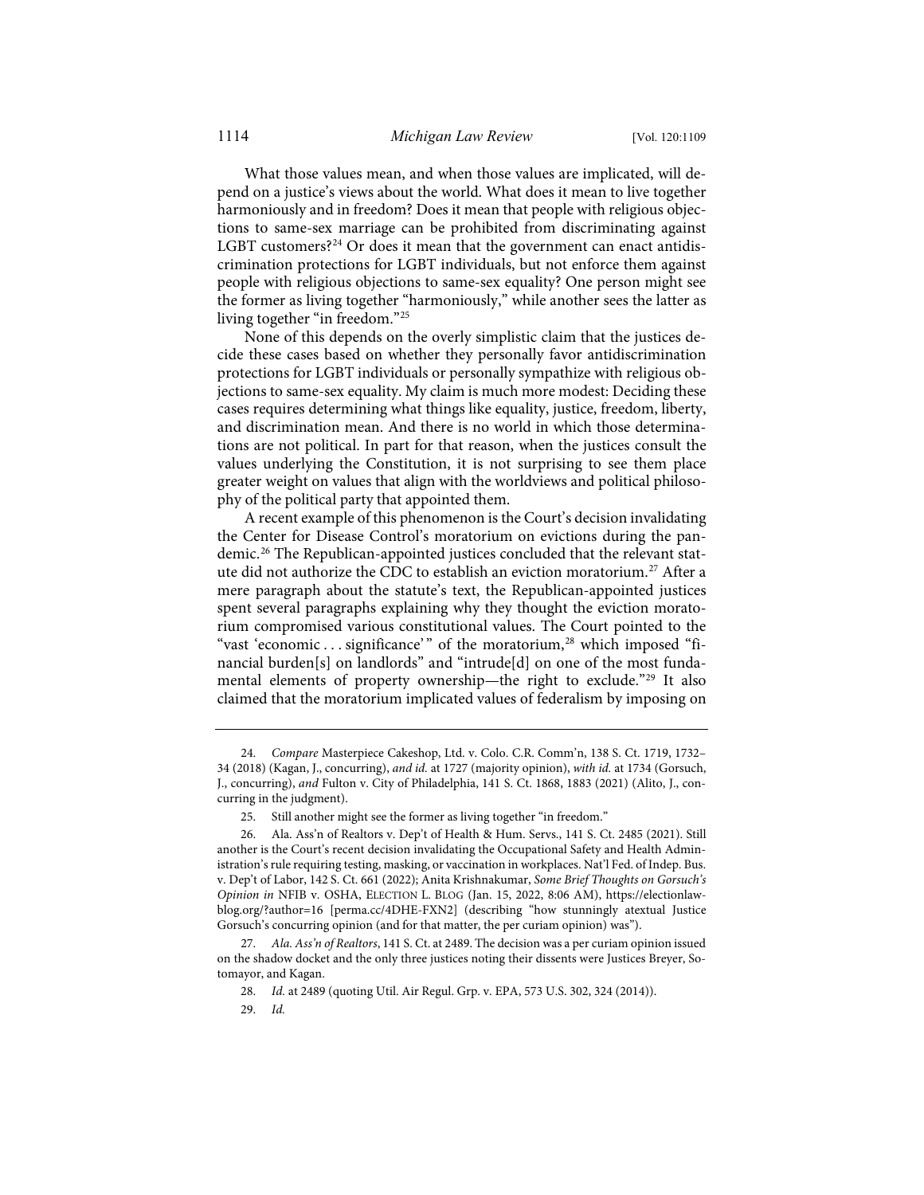What those values mean, and when those values are implicated, will depend on a justice's views about the world. What does it mean to live together harmoniously and in freedom? Does it mean that people with religious objections to same-sex marriage can be prohibited from discriminating against LGBT customers?[24] Or does it mean that the government can enact antidiscrimination protections for LGBT individuals, but not enforce them against people with religious objections to same-sex equality? One person might see the former as living together "harmoniously," while another sees the latter as living together "in freedom."[25]

None of this depends on the overly simplistic claim that the justices decide these cases based on whether they personally favor antidiscrimination protections for LGBT individuals or personally sympathize with religious objections to same-sex equality. My claim is much more modest: Deciding these cases requires determining what things like equality, justice, freedom, liberty, and discrimination mean. And there is no world in which those determinations are not political. In part for that reason, when the justices consult the values underlying the Constitution, it is not surprising to see them place greater weight on values that align with the worldviews and political philosophy of the political party that appointed them.

A recent example of this phenomenon is the Court's decision invalidating the Center for Disease Control's moratorium on evictions during the pandemic.[26] The Republican-appointed justices concluded that the relevant statute did not authorize the CDC to establish an eviction moratorium.[27] After a mere paragraph about the statute's text, the Republican-appointed justices spent several paragraphs explaining why they thought the eviction moratorium compromised various constitutional values. The Court pointed to the "vast 'economic . . . significance'" of the moratorium,[28] which imposed "financial burden[s] on landlords" and "intrude[d] on one of the most fundamental elements of property ownership—the right to exclude."[29] It also claimed that the moratorium implicated values of federalism by imposing on

---

24. *Compare* Masterpiece Cakeshop, Ltd. v. Colo. C.R. Comm'n, 138 S. Ct. 1719, 1732–34 (2018) (Kagan, J., concurring), *and id.* at 1727 (majority opinion), *with id.* at 1734 (Gorsuch, J., concurring), *and* Fulton v. City of Philadelphia, 141 S. Ct. 1868, 1883 (2021) (Alito, J., concurring in the judgment).

25. Still another might see the former as living together "in freedom."

26. Ala. Ass'n of Realtors v. Dep't of Health & Hum. Servs., 141 S. Ct. 2485 (2021). Still another is the Court's recent decision invalidating the Occupational Safety and Health Administration's rule requiring testing, masking, or vaccination in workplaces. Nat'l Fed. of Indep. Bus. v. Dep't of Labor, 142 S. Ct. 661 (2022); Anita Krishnakumar, *Some Brief Thoughts on Gorsuch's Opinion in* NFIB v. OSHA, ELECTION L. BLOG (Jan. 15, 2022, 8:06 AM), https://electionlawblog.org/?author=16 [perma.cc/4DHE-FXN2] (describing "how stunningly atextual Justice Gorsuch's concurring opinion (and for that matter, the per curiam opinion) was").

27. *Ala. Ass'n of Realtors*, 141 S. Ct. at 2489. The decision was a per curiam opinion issued on the shadow docket and the only three justices noting their dissents were Justices Breyer, Sotomayor, and Kagan.

28. *Id.* at 2489 (quoting Util. Air Regul. Grp. v. EPA, 573 U.S. 302, 324 (2014)).

29. *Id.*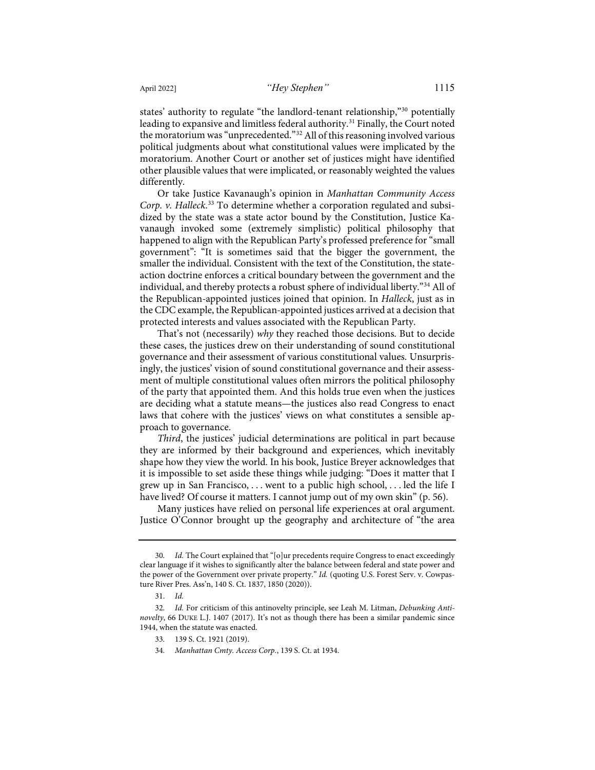states' authority to regulate "the landlord-tenant relationship,"[30] potentially leading to expansive and limitless federal authority.[31] Finally, the Court noted the moratorium was "unprecedented."[32] All of this reasoning involved various political judgments about what constitutional values were implicated by the moratorium. Another Court or another set of justices might have identified other plausible values that were implicated, or reasonably weighted the values differently.

Or take Justice Kavanaugh's opinion in *Manhattan Community Access Corp. v. Halleck*.[33] To determine whether a corporation regulated and subsidized by the state was a state actor bound by the Constitution, Justice Kavanaugh invoked some (extremely simplistic) political philosophy that happened to align with the Republican Party's professed preference for "small government": "It is sometimes said that the bigger the government, the smaller the individual. Consistent with the text of the Constitution, the state-action doctrine enforces a critical boundary between the government and the individual, and thereby protects a robust sphere of individual liberty."[34] All of the Republican-appointed justices joined that opinion. In *Halleck*, just as in the CDC example, the Republican-appointed justices arrived at a decision that protected interests and values associated with the Republican Party.

That's not (necessarily) *why* they reached those decisions. But to decide these cases, the justices drew on their understanding of sound constitutional governance and their assessment of various constitutional values. Unsurprisingly, the justices' vision of sound constitutional governance and their assessment of multiple constitutional values often mirrors the political philosophy of the party that appointed them. And this holds true even when the justices are deciding what a statute means—the justices also read Congress to enact laws that cohere with the justices' views on what constitutes a sensible approach to governance.

*Third*, the justices' judicial determinations are political in part because they are informed by their background and experiences, which inevitably shape how they view the world. In his book, Justice Breyer acknowledges that it is impossible to set aside these things while judging: "Does it matter that I grew up in San Francisco, . . . went to a public high school, . . . led the life I have lived? Of course it matters. I cannot jump out of my own skin" (p. 56).

Many justices have relied on personal life experiences at oral argument. Justice O'Connor brought up the geography and architecture of "the area

---

30. *Id.* The Court explained that "[o]ur precedents require Congress to enact exceedingly clear language if it wishes to significantly alter the balance between federal and state power and the power of the Government over private property." *Id.* (quoting U.S. Forest Serv. v. Cowpasture River Pres. Ass'n, 140 S. Ct. 1837, 1850 (2020)).

31. *Id.*

32. *Id.* For criticism of this antinovelty principle, see Leah M. Litman, *Debunking Antinovelty*, 66 DUKE L.J. 1407 (2017). It's not as though there has been a similar pandemic since 1944, when the statute was enacted.

33. 139 S. Ct. 1921 (2019).

34. *Manhattan Cmty. Access Corp.*, 139 S. Ct. at 1934.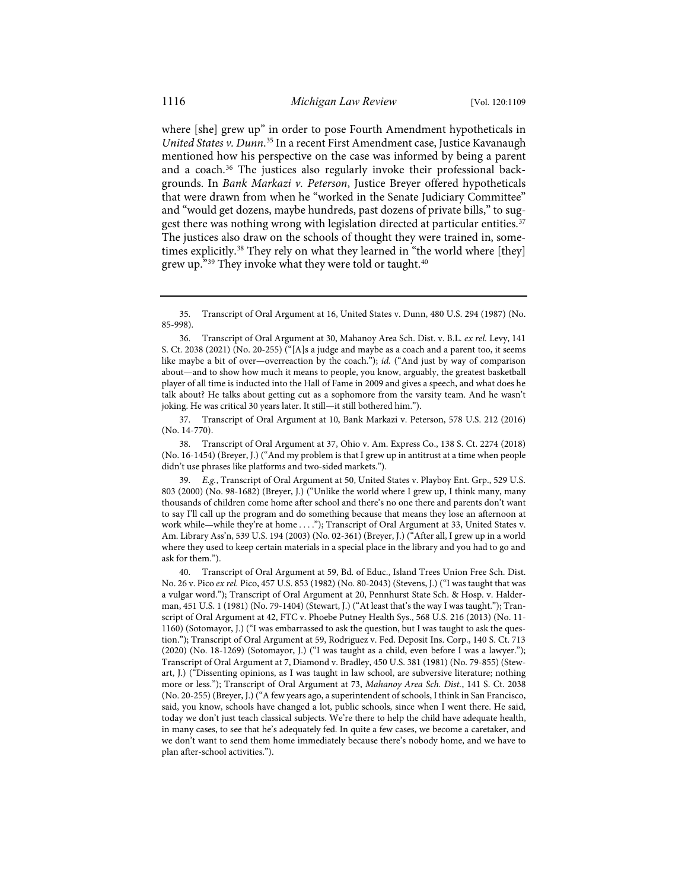where [she] grew up" in order to pose Fourth Amendment hypotheticals in *United States v. Dunn*.[35] In a recent First Amendment case, Justice Kavanaugh mentioned how his perspective on the case was informed by being a parent and a coach.[36] The justices also regularly invoke their professional backgrounds. In *Bank Markazi v. Peterson*, Justice Breyer offered hypotheticals that were drawn from when he "worked in the Senate Judiciary Committee" and "would get dozens, maybe hundreds, past dozens of private bills," to suggest there was nothing wrong with legislation directed at particular entities.[37] The justices also draw on the schools of thought they were trained in, sometimes explicitly.[38] They rely on what they learned in "the world where [they] grew up."[39] They invoke what they were told or taught.[40]

---

35. Transcript of Oral Argument at 16, United States v. Dunn, 480 U.S. 294 (1987) (No. 85-998).

36. Transcript of Oral Argument at 30, Mahanoy Area Sch. Dist. v. B.L. *ex rel.* Levy, 141 S. Ct. 2038 (2021) (No. 20-255) ("[A]s a judge and maybe as a coach and a parent too, it seems like maybe a bit of over—overreaction by the coach."); *id.* ("And just by way of comparison about—and to show how much it means to people, you know, arguably, the greatest basketball player of all time is inducted into the Hall of Fame in 2009 and gives a speech, and what does he talk about? He talks about getting cut as a sophomore from the varsity team. And he wasn't joking. He was critical 30 years later. It still—it still bothered him.").

37. Transcript of Oral Argument at 10, Bank Markazi v. Peterson, 578 U.S. 212 (2016) (No. 14-770).

38. Transcript of Oral Argument at 37, Ohio v. Am. Express Co., 138 S. Ct. 2274 (2018) (No. 16-1454) (Breyer, J.) ("And my problem is that I grew up in antitrust at a time when people didn't use phrases like platforms and two-sided markets.").

39. *E.g.*, Transcript of Oral Argument at 50, United States v. Playboy Ent. Grp., 529 U.S. 803 (2000) (No. 98-1682) (Breyer, J.) ("Unlike the world where I grew up, I think many, many thousands of children come home after school and there's no one there and parents don't want to say I'll call up the program and do something because that means they lose an afternoon at work while—while they're at home . . . ."); Transcript of Oral Argument at 33, United States v. Am. Library Ass'n, 539 U.S. 194 (2003) (No. 02-361) (Breyer, J.) ("After all, I grew up in a world where they used to keep certain materials in a special place in the library and you had to go and ask for them.").

40. Transcript of Oral Argument at 59, Bd. of Educ., Island Trees Union Free Sch. Dist. No. 26 v. Pico *ex rel.* Pico, 457 U.S. 853 (1982) (No. 80-2043) (Stevens, J.) ("I was taught that was a vulgar word."); Transcript of Oral Argument at 20, Pennhurst State Sch. & Hosp. v. Halderman, 451 U.S. 1 (1981) (No. 79-1404) (Stewart, J.) ("At least that's the way I was taught."); Transcript of Oral Argument at 42, FTC v. Phoebe Putney Health Sys., 568 U.S. 216 (2013) (No. 11-1160) (Sotomayor, J.) ("I was embarrassed to ask the question, but I was taught to ask the question."); Transcript of Oral Argument at 59, Rodriguez v. Fed. Deposit Ins. Corp., 140 S. Ct. 713 (2020) (No. 18-1269) (Sotomayor, J.) ("I was taught as a child, even before I was a lawyer."); Transcript of Oral Argument at 7, Diamond v. Bradley, 450 U.S. 381 (1981) (No. 79-855) (Stewart, J.) ("Dissenting opinions, as I was taught in law school, are subversive literature; nothing more or less."); Transcript of Oral Argument at 73, *Mahanoy Area Sch. Dist.*, 141 S. Ct. 2038 (No. 20-255) (Breyer, J.) ("A few years ago, a superintendent of schools, I think in San Francisco, said, you know, schools have changed a lot, public schools, since when I went there. He said, today we don't just teach classical subjects. We're there to help the child have adequate health, in many cases, to see that he's adequately fed. In quite a few cases, we become a caretaker, and we don't want to send them home immediately because there's nobody home, and we have to plan after-school activities.").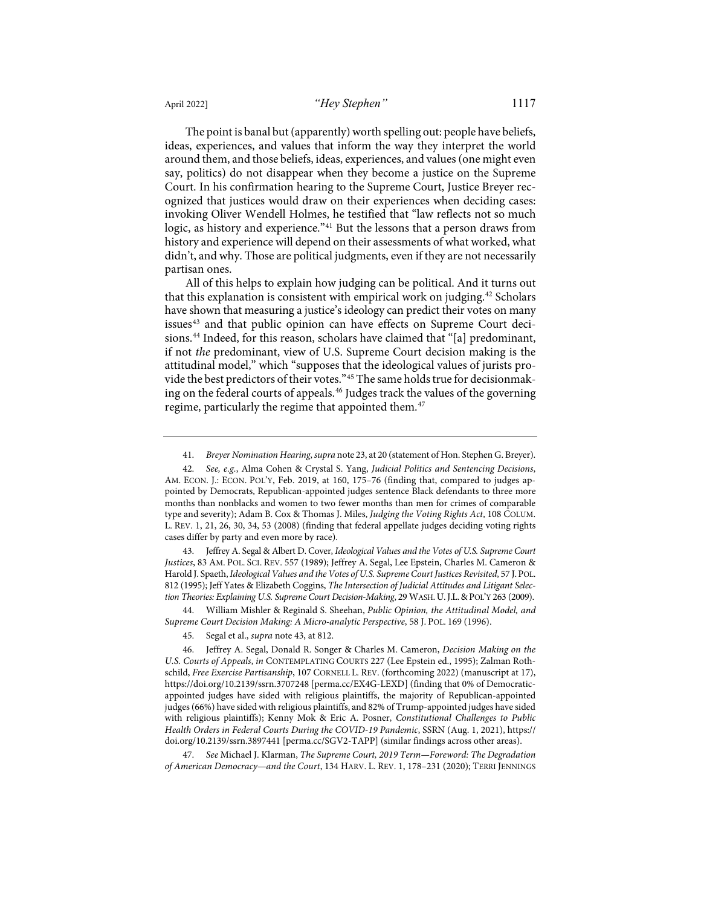The point is banal but (apparently) worth spelling out: people have beliefs, ideas, experiences, and values that inform the way they interpret the world around them, and those beliefs, ideas, experiences, and values (one might even say, politics) do not disappear when they become a justice on the Supreme Court. In his confirmation hearing to the Supreme Court, Justice Breyer recognized that justices would draw on their experiences when deciding cases: invoking Oliver Wendell Holmes, he testified that "law reflects not so much logic, as history and experience."[41] But the lessons that a person draws from history and experience will depend on their assessments of what worked, what didn't, and why. Those are political judgments, even if they are not necessarily partisan ones.

All of this helps to explain how judging can be political. And it turns out that this explanation is consistent with empirical work on judging.[42] Scholars have shown that measuring a justice's ideology can predict their votes on many issues[43] and that public opinion can have effects on Supreme Court decisions.[44] Indeed, for this reason, scholars have claimed that "[a] predominant, if not *the* predominant, view of U.S. Supreme Court decision making is the attitudinal model," which "supposes that the ideological values of jurists provide the best predictors of their votes."[45] The same holds true for decisionmaking on the federal courts of appeals.[46] Judges track the values of the governing regime, particularly the regime that appointed them.[47]

---

41. *Breyer Nomination Hearing*, *supra* note 23, at 20 (statement of Hon. Stephen G. Breyer).

42. *See, e.g.*, Alma Cohen & Crystal S. Yang, *Judicial Politics and Sentencing Decisions*, AM. ECON. J.: ECON. POL'Y, Feb. 2019, at 160, 175–76 (finding that, compared to judges appointed by Democrats, Republican-appointed judges sentence Black defendants to three more months than nonblacks and women to two fewer months than men for crimes of comparable type and severity); Adam B. Cox & Thomas J. Miles, *Judging the Voting Rights Act*, 108 COLUM. L. REV. 1, 21, 26, 30, 34, 53 (2008) (finding that federal appellate judges deciding voting rights cases differ by party and even more by race).

43. Jeffrey A. Segal & Albert D. Cover, *Ideological Values and the Votes of U.S. Supreme Court Justices*, 83 AM. POL. SCI. REV. 557 (1989); Jeffrey A. Segal, Lee Epstein, Charles M. Cameron & Harold J. Spaeth, *Ideological Values and the Votes of U.S. Supreme Court Justices Revisited*, 57 J. POL. 812 (1995); Jeff Yates & Elizabeth Coggins, *The Intersection of Judicial Attitudes and Litigant Selection Theories: Explaining U.S. Supreme Court Decision-Making*, 29 WASH. U. J.L. & POL'Y 263 (2009).

44. William Mishler & Reginald S. Sheehan, *Public Opinion, the Attitudinal Model, and Supreme Court Decision Making: A Micro-analytic Perspective*, 58 J. POL. 169 (1996).

45. Segal et al., *supra* note 43, at 812.

46. Jeffrey A. Segal, Donald R. Songer & Charles M. Cameron, *Decision Making on the U.S. Courts of Appeals*, *in* CONTEMPLATING COURTS 227 (Lee Epstein ed., 1995); Zalman Rothschild, *Free Exercise Partisanship*, 107 CORNELL L. REV. (forthcoming 2022) (manuscript at 17), https://doi.org/10.2139/ssrn.3707248 [perma.cc/EX4G-LEXD] (finding that 0% of Democratic-appointed judges have sided with religious plaintiffs, the majority of Republican-appointed judges (66%) have sided with religious plaintiffs, and 82% of Trump-appointed judges have sided with religious plaintiffs); Kenny Mok & Eric A. Posner, *Constitutional Challenges to Public Health Orders in Federal Courts During the COVID-19 Pandemic*, SSRN (Aug. 1, 2021), https://doi.org/10.2139/ssrn.3897441 [perma.cc/SGV2-TAPP] (similar findings across other areas).

47. *See* Michael J. Klarman, *The Supreme Court, 2019 Term—Foreword: The Degradation of American Democracy—and the Court*, 134 HARV. L. REV. 1, 178–231 (2020); TERRI JENNINGS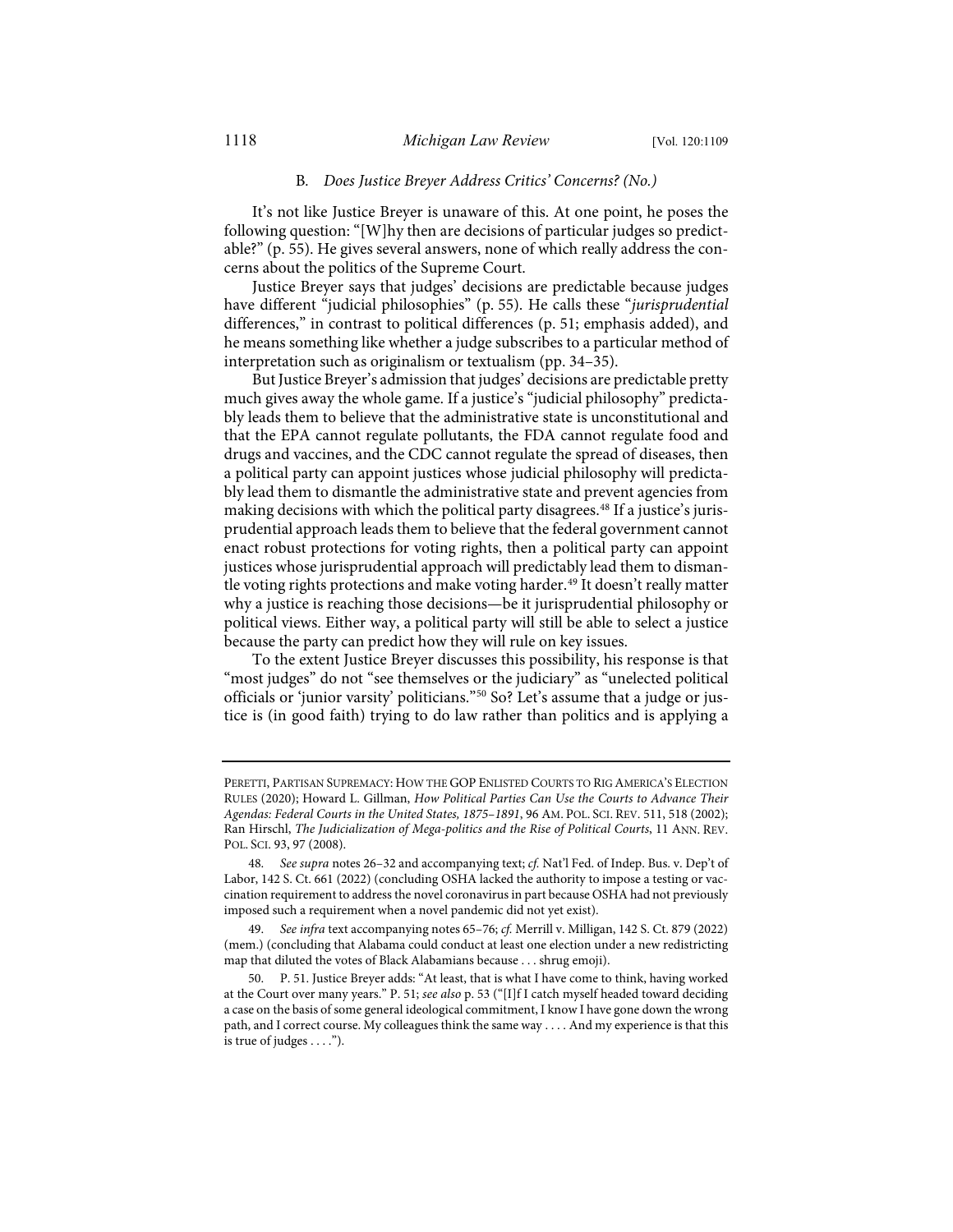### B. *Does Justice Breyer Address Critics' Concerns? (No.)*

It's not like Justice Breyer is unaware of this. At one point, he poses the following question: "[W]hy then are decisions of particular judges so predictable?" (p. 55). He gives several answers, none of which really address the concerns about the politics of the Supreme Court.

Justice Breyer says that judges' decisions are predictable because judges have different "judicial philosophies" (p. 55). He calls these "*jurisprudential* differences," in contrast to political differences (p. 51; emphasis added), and he means something like whether a judge subscribes to a particular method of interpretation such as originalism or textualism (pp. 34–35).

But Justice Breyer's admission that judges' decisions are predictable pretty much gives away the whole game. If a justice's "judicial philosophy" predictably leads them to believe that the administrative state is unconstitutional and that the EPA cannot regulate pollutants, the FDA cannot regulate food and drugs and vaccines, and the CDC cannot regulate the spread of diseases, then a political party can appoint justices whose judicial philosophy will predictably lead them to dismantle the administrative state and prevent agencies from making decisions with which the political party disagrees.[48] If a justice's jurisprudential approach leads them to believe that the federal government cannot enact robust protections for voting rights, then a political party can appoint justices whose jurisprudential approach will predictably lead them to dismantle voting rights protections and make voting harder.[49] It doesn't really matter why a justice is reaching those decisions—be it jurisprudential philosophy or political views. Either way, a political party will still be able to select a justice because the party can predict how they will rule on key issues.

To the extent Justice Breyer discusses this possibility, his response is that "most judges" do not "see themselves or the judiciary" as "unelected political officials or 'junior varsity' politicians."[50] So? Let's assume that a judge or justice is (in good faith) trying to do law rather than politics and is applying a

---

PERETTI, PARTISAN SUPREMACY: HOW THE GOP ENLISTED COURTS TO RIG AMERICA'S ELECTION RULES (2020); Howard L. Gillman, *How Political Parties Can Use the Courts to Advance Their Agendas: Federal Courts in the United States, 1875–1891*, 96 AM. POL. SCI. REV. 511, 518 (2002); Ran Hirschl, *The Judicialization of Mega-politics and the Rise of Political Courts*, 11 ANN. REV. POL. SCI. 93, 97 (2008).

48. *See supra* notes 26–32 and accompanying text; *cf.* Nat'l Fed. of Indep. Bus. v. Dep't of Labor, 142 S. Ct. 661 (2022) (concluding OSHA lacked the authority to impose a testing or vaccination requirement to address the novel coronavirus in part because OSHA had not previously imposed such a requirement when a novel pandemic did not yet exist).

49. *See infra* text accompanying notes 65–76; *cf.* Merrill v. Milligan, 142 S. Ct. 879 (2022) (mem.) (concluding that Alabama could conduct at least one election under a new redistricting map that diluted the votes of Black Alabamians because . . . shrug emoji).

50. P. 51. Justice Breyer adds: "At least, that is what I have come to think, having worked at the Court over many years." P. 51; *see also* p. 53 ("[I]f I catch myself headed toward deciding a case on the basis of some general ideological commitment, I know I have gone down the wrong path, and I correct course. My colleagues think the same way . . . . And my experience is that this is true of judges . . . .").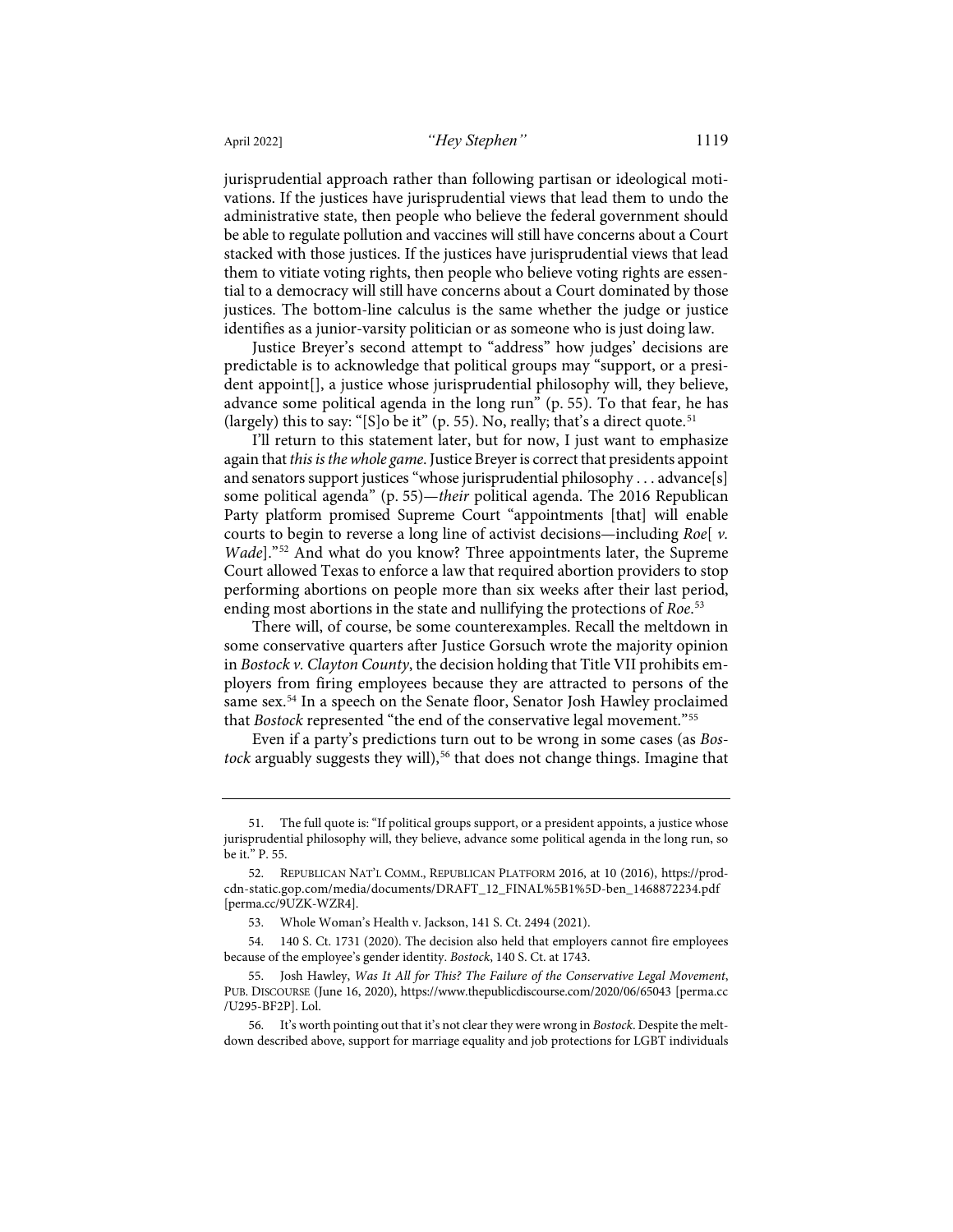jurisprudential approach rather than following partisan or ideological motivations. If the justices have jurisprudential views that lead them to undo the administrative state, then people who believe the federal government should be able to regulate pollution and vaccines will still have concerns about a Court stacked with those justices. If the justices have jurisprudential views that lead them to vitiate voting rights, then people who believe voting rights are essential to a democracy will still have concerns about a Court dominated by those justices. The bottom-line calculus is the same whether the judge or justice identifies as a junior-varsity politician or as someone who is just doing law.

Justice Breyer's second attempt to "address" how judges' decisions are predictable is to acknowledge that political groups may "support, or a president appoint[], a justice whose jurisprudential philosophy will, they believe, advance some political agenda in the long run" (p. 55). To that fear, he has (largely) this to say: "[S]o be it" (p. 55). No, really; that's a direct quote.[51]

I'll return to this statement later, but for now, I just want to emphasize again that *this is the whole game*. Justice Breyer is correct that presidents appoint and senators support justices "whose jurisprudential philosophy . . . advance[s] some political agenda" (p. 55)—*their* political agenda. The 2016 Republican Party platform promised Supreme Court "appointments [that] will enable courts to begin to reverse a long line of activist decisions—including *Roe*[ *v. Wade*]."[52] And what do you know? Three appointments later, the Supreme Court allowed Texas to enforce a law that required abortion providers to stop performing abortions on people more than six weeks after their last period, ending most abortions in the state and nullifying the protections of *Roe*.[53]

There will, of course, be some counterexamples. Recall the meltdown in some conservative quarters after Justice Gorsuch wrote the majority opinion in *Bostock v. Clayton County*, the decision holding that Title VII prohibits employers from firing employees because they are attracted to persons of the same sex.[54] In a speech on the Senate floor, Senator Josh Hawley proclaimed that *Bostock* represented "the end of the conservative legal movement."[55]

Even if a party's predictions turn out to be wrong in some cases (as *Bostock* arguably suggests they will),[56] that does not change things. Imagine that

---

51. The full quote is: "If political groups support, or a president appoints, a justice whose jurisprudential philosophy will, they believe, advance some political agenda in the long run, so be it." P. 55.

52. REPUBLICAN NAT'L COMM., REPUBLICAN PLATFORM 2016, at 10 (2016), https://prod-cdn-static.gop.com/media/documents/DRAFT_12_FINAL%5B1%5D-ben_1468872234.pdf [perma.cc/9UZK-WZR4].

53. Whole Woman's Health v. Jackson, 141 S. Ct. 2494 (2021).

54. 140 S. Ct. 1731 (2020). The decision also held that employers cannot fire employees because of the employee's gender identity. *Bostock*, 140 S. Ct. at 1743.

55. Josh Hawley, *Was It All for This? The Failure of the Conservative Legal Movement*, PUB. DISCOURSE (June 16, 2020), https://www.thepublicdiscourse.com/2020/06/65043 [perma.cc/U295-BF2P]. Lol.

56. It's worth pointing out that it's not clear they were wrong in *Bostock*. Despite the meltdown described above, support for marriage equality and job protections for LGBT individuals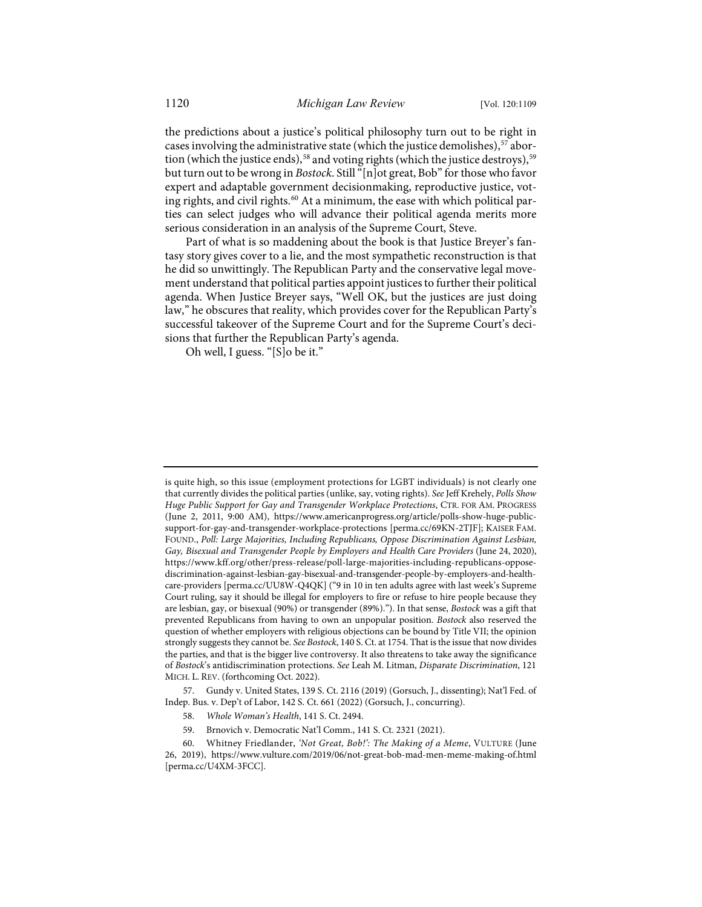the predictions about a justice's political philosophy turn out to be right in cases involving the administrative state (which the justice demolishes),[57] abortion (which the justice ends),[58] and voting rights (which the justice destroys),[59] but turn out to be wrong in *Bostock*. Still "[n]ot great, Bob" for those who favor expert and adaptable government decisionmaking, reproductive justice, voting rights, and civil rights.[60] At a minimum, the ease with which political parties can select judges who will advance their political agenda merits more serious consideration in an analysis of the Supreme Court, Steve.

Part of what is so maddening about the book is that Justice Breyer's fantasy story gives cover to a lie, and the most sympathetic reconstruction is that he did so unwittingly. The Republican Party and the conservative legal movement understand that political parties appoint justices to further their political agenda. When Justice Breyer says, "Well OK, but the justices are just doing law," he obscures that reality, which provides cover for the Republican Party's successful takeover of the Supreme Court and for the Supreme Court's decisions that further the Republican Party's agenda.

Oh well, I guess. "[S]o be it."

---

is quite high, so this issue (employment protections for LGBT individuals) is not clearly one that currently divides the political parties (unlike, say, voting rights). *See* Jeff Krehely, *Polls Show Huge Public Support for Gay and Transgender Workplace Protections*, CTR. FOR AM. PROGRESS (June 2, 2011, 9:00 AM), https://www.americanprogress.org/article/polls-show-huge-public-support-for-gay-and-transgender-workplace-protections [perma.cc/69KN-2TJF]; KAISER FAM. FOUND., *Poll: Large Majorities, Including Republicans, Oppose Discrimination Against Lesbian, Gay, Bisexual and Transgender People by Employers and Health Care Providers* (June 24, 2020), https://www.kff.org/other/press-release/poll-large-majorities-including-republicans-oppose-discrimination-against-lesbian-gay-bisexual-and-transgender-people-by-employers-and-health-care-providers [perma.cc/UU8W-Q4QK] ("9 in 10 in ten adults agree with last week's Supreme Court ruling, say it should be illegal for employers to fire or refuse to hire people because they are lesbian, gay, or bisexual (90%) or transgender (89%)."). In that sense, *Bostock* was a gift that prevented Republicans from having to own an unpopular position. *Bostock* also reserved the question of whether employers with religious objections can be bound by Title VII; the opinion strongly suggests they cannot be. *See Bostock*, 140 S. Ct. at 1754. That is the issue that now divides the parties, and that is the bigger live controversy. It also threatens to take away the significance of *Bostock*'s antidiscrimination protections. *See* Leah M. Litman, *Disparate Discrimination*, 121 MICH. L. REV. (forthcoming Oct. 2022).

57. Gundy v. United States, 139 S. Ct. 2116 (2019) (Gorsuch, J., dissenting); Nat'l Fed. of Indep. Bus. v. Dep't of Labor, 142 S. Ct. 661 (2022) (Gorsuch, J., concurring).

58. *Whole Woman's Health*, 141 S. Ct. 2494.

59. Brnovich v. Democratic Nat'l Comm., 141 S. Ct. 2321 (2021).

60. Whitney Friedlander, *'Not Great, Bob!': The Making of a Meme*, VULTURE (June 26, 2019), https://www.vulture.com/2019/06/not-great-bob-mad-men-meme-making-of.html [perma.cc/U4XM-3FCC].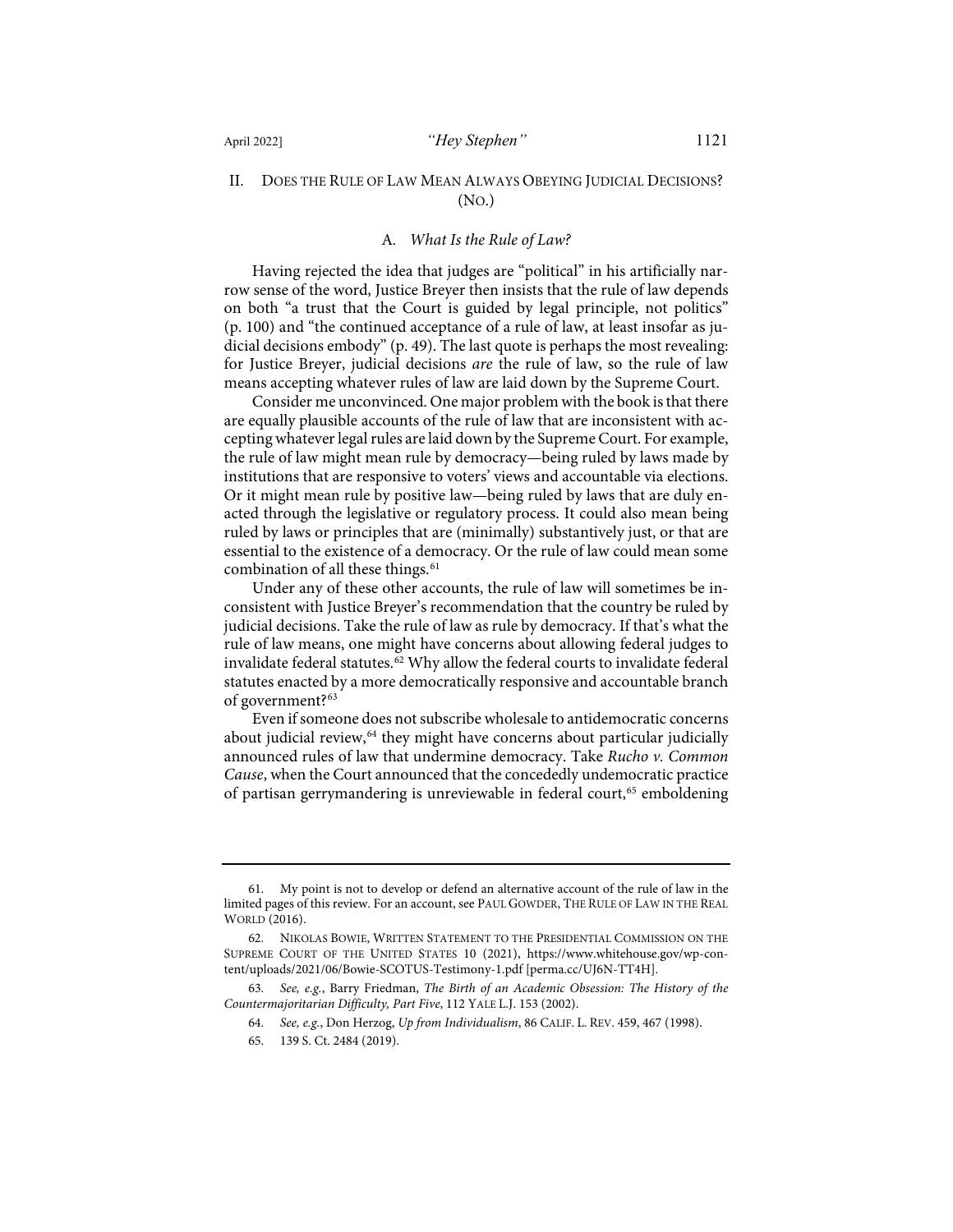## II. Does the Rule of Law Mean Always Obeying Judicial Decisions? (No.)

### A. *What Is the Rule of Law?*

Having rejected the idea that judges are "political" in his artificially narrow sense of the word, Justice Breyer then insists that the rule of law depends on both "a trust that the Court is guided by legal principle, not politics" (p. 100) and "the continued acceptance of a rule of law, at least insofar as judicial decisions embody" (p. 49). The last quote is perhaps the most revealing: for Justice Breyer, judicial decisions *are* the rule of law, so the rule of law means accepting whatever rules of law are laid down by the Supreme Court.

Consider me unconvinced. One major problem with the book is that there are equally plausible accounts of the rule of law that are inconsistent with accepting whatever legal rules are laid down by the Supreme Court. For example, the rule of law might mean rule by democracy—being ruled by laws made by institutions that are responsive to voters' views and accountable via elections. Or it might mean rule by positive law—being ruled by laws that are duly enacted through the legislative or regulatory process. It could also mean being ruled by laws or principles that are (minimally) substantively just, or that are essential to the existence of a democracy. Or the rule of law could mean some combination of all these things.[61]

Under any of these other accounts, the rule of law will sometimes be inconsistent with Justice Breyer's recommendation that the country be ruled by judicial decisions. Take the rule of law as rule by democracy. If that's what the rule of law means, one might have concerns about allowing federal judges to invalidate federal statutes.[62] Why allow the federal courts to invalidate federal statutes enacted by a more democratically responsive and accountable branch of government?[63]

Even if someone does not subscribe wholesale to antidemocratic concerns about judicial review,[64] they might have concerns about particular judicially announced rules of law that undermine democracy. Take *Rucho v. Common Cause*, when the Court announced that the concededly undemocratic practice of partisan gerrymandering is unreviewable in federal court,[65] emboldening

---

61. My point is not to develop or defend an alternative account of the rule of law in the limited pages of this review. For an account, see Paul Gowder, The Rule of Law in the Real World (2016).

62. Nikolas Bowie, Written Statement to the Presidential Commission on the Supreme Court of the United States 10 (2021), https://www.whitehouse.gov/wp-content/uploads/2021/06/Bowie-SCOTUS-Testimony-1.pdf [perma.cc/UJ6N-TT4H].

63. *See, e.g.*, Barry Friedman, *The Birth of an Academic Obsession: The History of the Countermajoritarian Difficulty, Part Five*, 112 Yale L.J. 153 (2002).

64. *See, e.g.*, Don Herzog, *Up from Individualism*, 86 Calif. L. Rev. 459, 467 (1998).

65. 139 S. Ct. 2484 (2019).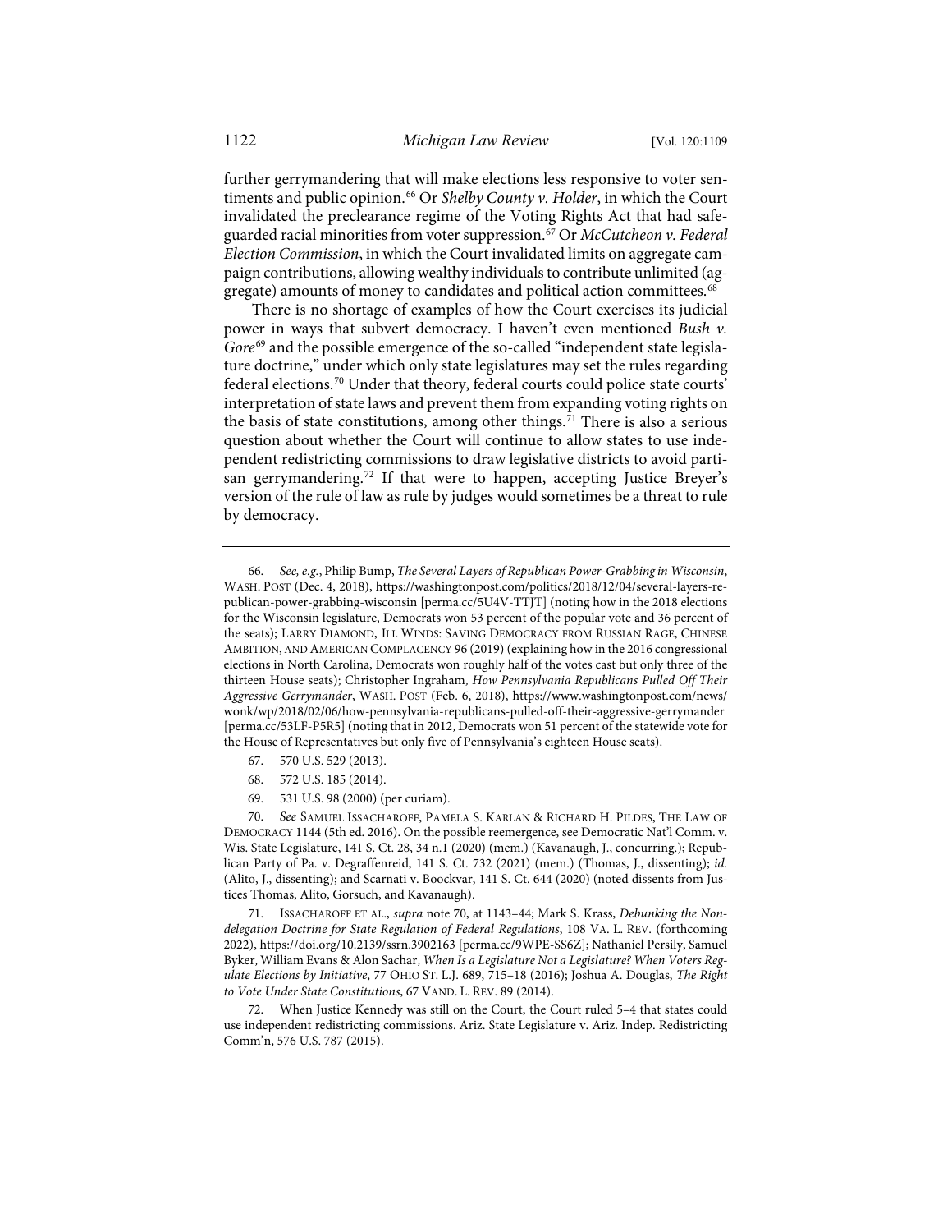further gerrymandering that will make elections less responsive to voter sentiments and public opinion.[66] Or *Shelby County v. Holder*, in which the Court invalidated the preclearance regime of the Voting Rights Act that had safeguarded racial minorities from voter suppression.[67] Or *McCutcheon v. Federal Election Commission*, in which the Court invalidated limits on aggregate campaign contributions, allowing wealthy individuals to contribute unlimited (aggregate) amounts of money to candidates and political action committees.[68]

There is no shortage of examples of how the Court exercises its judicial power in ways that subvert democracy. I haven't even mentioned *Bush v. Gore*[69] and the possible emergence of the so-called "independent state legislature doctrine," under which only state legislatures may set the rules regarding federal elections.[70] Under that theory, federal courts could police state courts' interpretation of state laws and prevent them from expanding voting rights on the basis of state constitutions, among other things.[71] There is also a serious question about whether the Court will continue to allow states to use independent redistricting commissions to draw legislative districts to avoid partisan gerrymandering.[72] If that were to happen, accepting Justice Breyer's version of the rule of law as rule by judges would sometimes be a threat to rule by democracy.

---

66. *See, e.g.*, Philip Bump, *The Several Layers of Republican Power-Grabbing in Wisconsin*, WASH. POST (Dec. 4, 2018), https://washingtonpost.com/politics/2018/12/04/several-layers-republican-power-grabbing-wisconsin [perma.cc/5U4V-TTJT] (noting how in the 2018 elections for the Wisconsin legislature, Democrats won 53 percent of the popular vote and 36 percent of the seats); LARRY DIAMOND, ILL WINDS: SAVING DEMOCRACY FROM RUSSIAN RAGE, CHINESE AMBITION, AND AMERICAN COMPLACENCY 96 (2019) (explaining how in the 2016 congressional elections in North Carolina, Democrats won roughly half of the votes cast but only three of the thirteen House seats); Christopher Ingraham, *How Pennsylvania Republicans Pulled Off Their Aggressive Gerrymander*, WASH. POST (Feb. 6, 2018), https://www.washingtonpost.com/news/wonk/wp/2018/02/06/how-pennsylvania-republicans-pulled-off-their-aggressive-gerrymander [perma.cc/53LF-P5R5] (noting that in 2012, Democrats won 51 percent of the statewide vote for the House of Representatives but only five of Pennsylvania's eighteen House seats).

67. 570 U.S. 529 (2013).

68. 572 U.S. 185 (2014).

69. 531 U.S. 98 (2000) (per curiam).

70. *See* SAMUEL ISSACHAROFF, PAMELA S. KARLAN & RICHARD H. PILDES, THE LAW OF DEMOCRACY 1144 (5th ed. 2016). On the possible reemergence, see Democratic Nat'l Comm. v. Wis. State Legislature, 141 S. Ct. 28, 34 n.1 (2020) (mem.) (Kavanaugh, J., concurring.); Republican Party of Pa. v. Degraffenreid, 141 S. Ct. 732 (2021) (mem.) (Thomas, J., dissenting); *id.* (Alito, J., dissenting); and Scarnati v. Boockvar, 141 S. Ct. 644 (2020) (noted dissents from Justices Thomas, Alito, Gorsuch, and Kavanaugh).

71. ISSACHAROFF ET AL., *supra* note 70, at 1143–44; Mark S. Krass, *Debunking the Nondelegation Doctrine for State Regulation of Federal Regulations*, 108 VA. L. REV. (forthcoming 2022), https://doi.org/10.2139/ssrn.3902163 [perma.cc/9WPE-SS6Z]; Nathaniel Persily, Samuel Byker, William Evans & Alon Sachar, *When Is a Legislature Not a Legislature? When Voters Regulate Elections by Initiative*, 77 OHIO ST. L.J. 689, 715–18 (2016); Joshua A. Douglas, *The Right to Vote Under State Constitutions*, 67 VAND. L. REV. 89 (2014).

72. When Justice Kennedy was still on the Court, the Court ruled 5–4 that states could use independent redistricting commissions. Ariz. State Legislature v. Ariz. Indep. Redistricting Comm'n, 576 U.S. 787 (2015).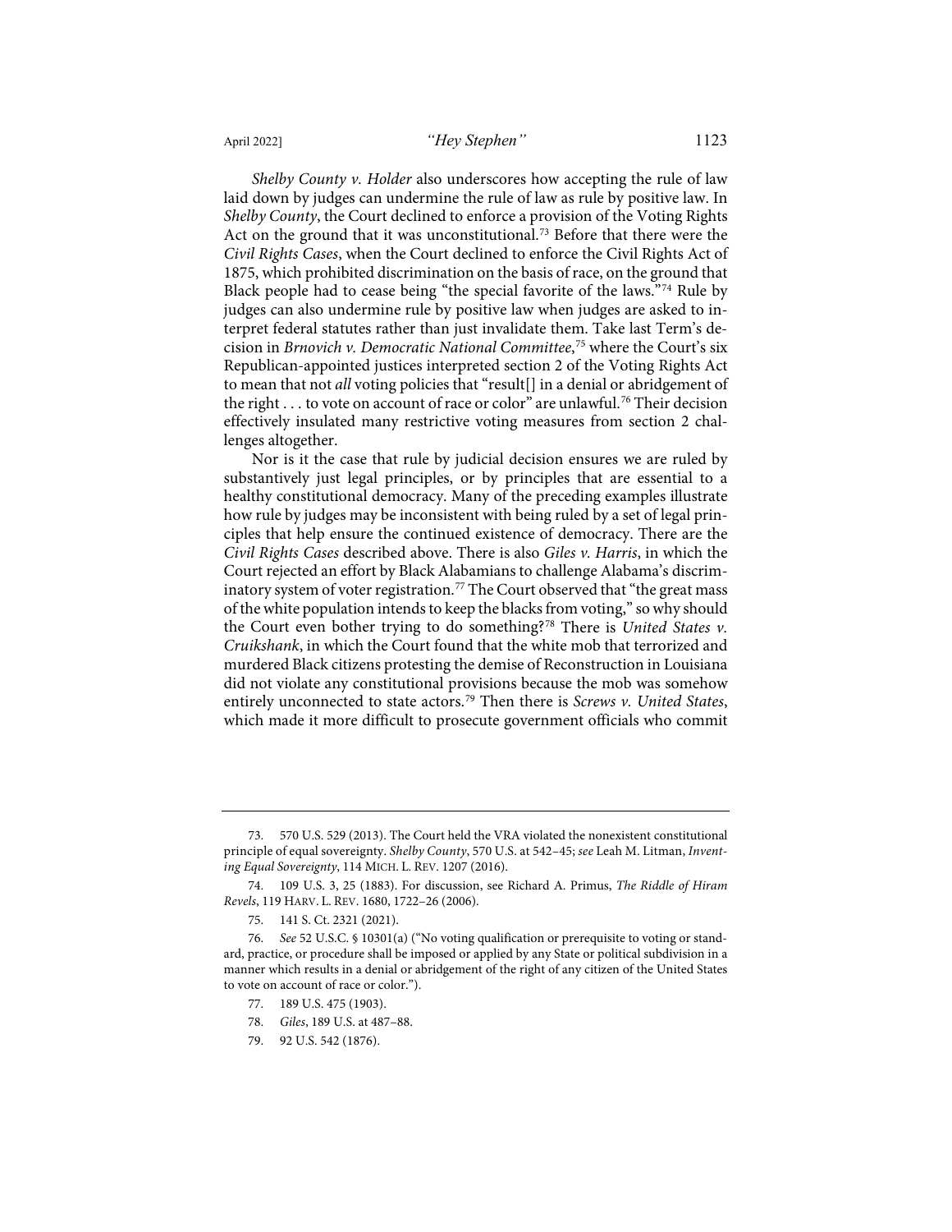*Shelby County v. Holder* also underscores how accepting the rule of law laid down by judges can undermine the rule of law as rule by positive law. In *Shelby County*, the Court declined to enforce a provision of the Voting Rights Act on the ground that it was unconstitutional.[73] Before that there were the *Civil Rights Cases*, when the Court declined to enforce the Civil Rights Act of 1875, which prohibited discrimination on the basis of race, on the ground that Black people had to cease being "the special favorite of the laws."[74] Rule by judges can also undermine rule by positive law when judges are asked to interpret federal statutes rather than just invalidate them. Take last Term's decision in *Brnovich v. Democratic National Committee*,[75] where the Court's six Republican-appointed justices interpreted section 2 of the Voting Rights Act to mean that not *all* voting policies that "result[] in a denial or abridgement of the right . . . to vote on account of race or color" are unlawful.[76] Their decision effectively insulated many restrictive voting measures from section 2 challenges altogether.

Nor is it the case that rule by judicial decision ensures we are ruled by substantively just legal principles, or by principles that are essential to a healthy constitutional democracy. Many of the preceding examples illustrate how rule by judges may be inconsistent with being ruled by a set of legal principles that help ensure the continued existence of democracy. There are the *Civil Rights Cases* described above. There is also *Giles v. Harris*, in which the Court rejected an effort by Black Alabamians to challenge Alabama's discriminatory system of voter registration.[77] The Court observed that "the great mass of the white population intends to keep the blacks from voting," so why should the Court even bother trying to do something?[78] There is *United States v. Cruikshank*, in which the Court found that the white mob that terrorized and murdered Black citizens protesting the demise of Reconstruction in Louisiana did not violate any constitutional provisions because the mob was somehow entirely unconnected to state actors.[79] Then there is *Screws v. United States*, which made it more difficult to prosecute government officials who commit

---

73. 570 U.S. 529 (2013). The Court held the VRA violated the nonexistent constitutional principle of equal sovereignty. *Shelby County*, 570 U.S. at 542–45; *see* Leah M. Litman, *Inventing Equal Sovereignty*, 114 MICH. L. REV. 1207 (2016).

74. 109 U.S. 3, 25 (1883). For discussion, see Richard A. Primus, *The Riddle of Hiram Revels*, 119 HARV. L. REV. 1680, 1722–26 (2006).

75. 141 S. Ct. 2321 (2021).

76. *See* 52 U.S.C. § 10301(a) ("No voting qualification or prerequisite to voting or standard, practice, or procedure shall be imposed or applied by any State or political subdivision in a manner which results in a denial or abridgement of the right of any citizen of the United States to vote on account of race or color.").

77. 189 U.S. 475 (1903).

78. *Giles*, 189 U.S. at 487–88.

79. 92 U.S. 542 (1876).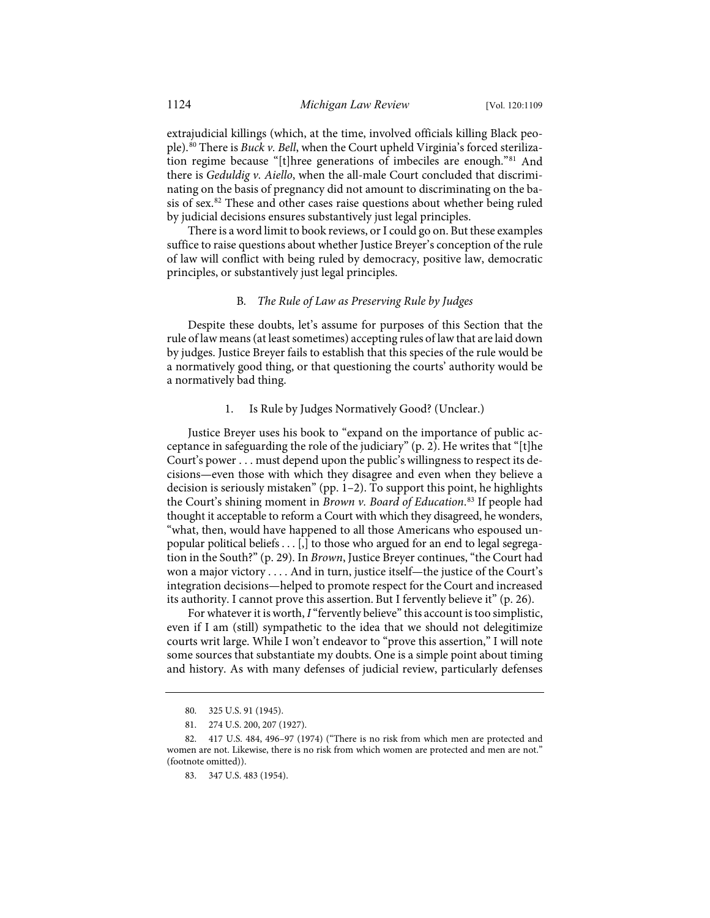extrajudicial killings (which, at the time, involved officials killing Black people).[80] There is *Buck v. Bell*, when the Court upheld Virginia's forced sterilization regime because "[t]hree generations of imbeciles are enough."[81] And there is *Geduldig v. Aiello*, when the all-male Court concluded that discriminating on the basis of pregnancy did not amount to discriminating on the basis of sex.[82] These and other cases raise questions about whether being ruled by judicial decisions ensures substantively just legal principles.

There is a word limit to book reviews, or I could go on. But these examples suffice to raise questions about whether Justice Breyer's conception of the rule of law will conflict with being ruled by democracy, positive law, democratic principles, or substantively just legal principles.

### B. *The Rule of Law as Preserving Rule by Judges*

Despite these doubts, let's assume for purposes of this Section that the rule of law means (at least sometimes) accepting rules of law that are laid down by judges. Justice Breyer fails to establish that this species of the rule would be a normatively good thing, or that questioning the courts' authority would be a normatively bad thing.

#### 1. Is Rule by Judges Normatively Good? (Unclear.)

Justice Breyer uses his book to "expand on the importance of public acceptance in safeguarding the role of the judiciary" (p. 2). He writes that "[t]he Court's power . . . must depend upon the public's willingness to respect its decisions—even those with which they disagree and even when they believe a decision is seriously mistaken" (pp. 1–2). To support this point, he highlights the Court's shining moment in *Brown v. Board of Education*.[83] If people had thought it acceptable to reform a Court with which they disagreed, he wonders, "what, then, would have happened to all those Americans who espoused unpopular political beliefs . . . [,] to those who argued for an end to legal segregation in the South?" (p. 29). In *Brown*, Justice Breyer continues, "the Court had won a major victory . . . . And in turn, justice itself—the justice of the Court's integration decisions—helped to promote respect for the Court and increased its authority. I cannot prove this assertion. But I fervently believe it" (p. 26).

For whatever it is worth, *I* "fervently believe" this account is too simplistic, even if I am (still) sympathetic to the idea that we should not delegitimize courts writ large. While I won't endeavor to "prove this assertion," I will note some sources that substantiate my doubts. One is a simple point about timing and history. As with many defenses of judicial review, particularly defenses

80. 325 U.S. 91 (1945).

81. 274 U.S. 200, 207 (1927).

82. 417 U.S. 484, 496–97 (1974) ("There is no risk from which men are protected and women are not. Likewise, there is no risk from which women are protected and men are not." (footnote omitted)).

83. 347 U.S. 483 (1954).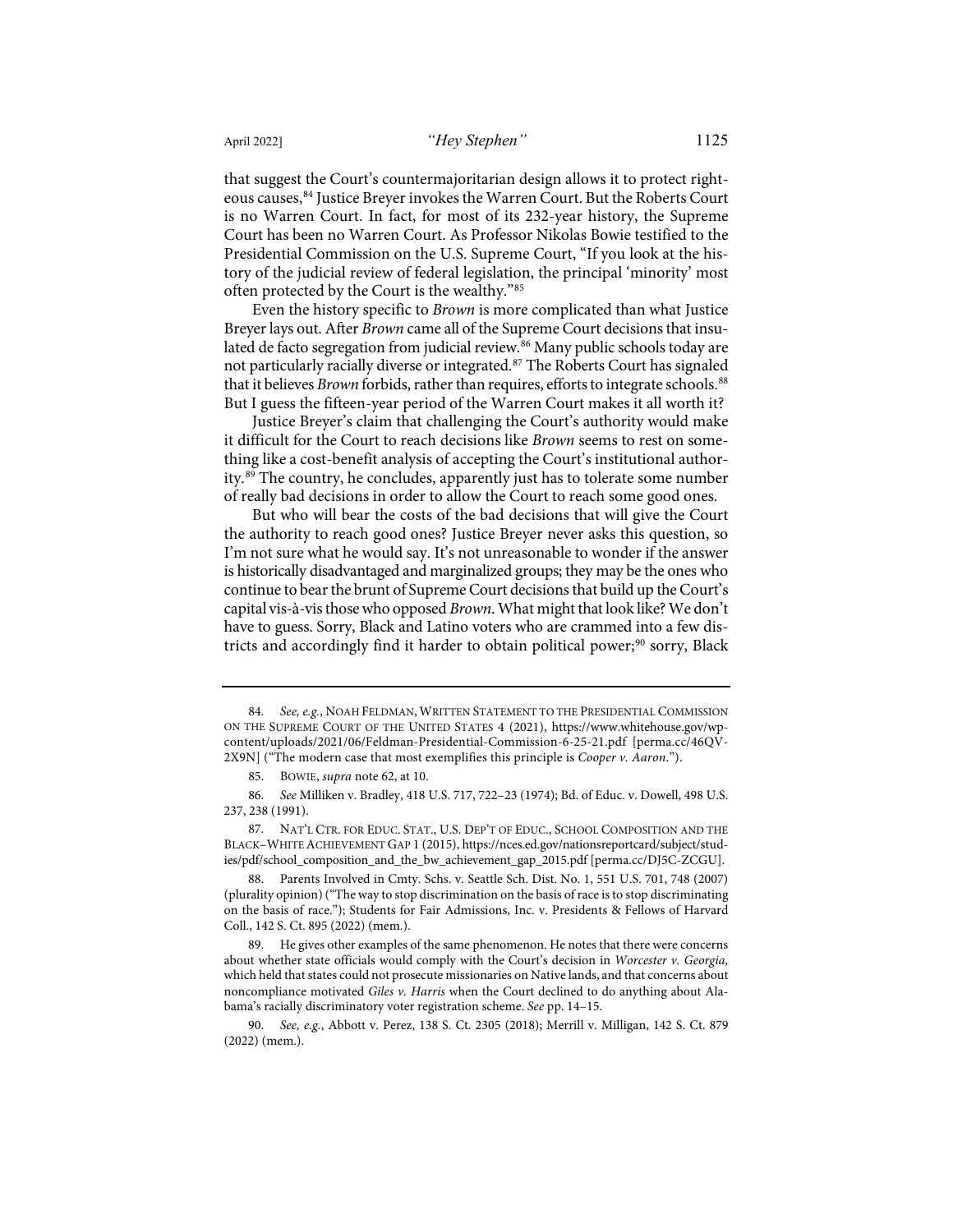that suggest the Court's countermajoritarian design allows it to protect righteous causes,[84] Justice Breyer invokes the Warren Court. But the Roberts Court is no Warren Court. In fact, for most of its 232-year history, the Supreme Court has been no Warren Court. As Professor Nikolas Bowie testified to the Presidential Commission on the U.S. Supreme Court, "If you look at the history of the judicial review of federal legislation, the principal 'minority' most often protected by the Court is the wealthy."[85]

Even the history specific to *Brown* is more complicated than what Justice Breyer lays out. After *Brown* came all of the Supreme Court decisions that insulated de facto segregation from judicial review.[86] Many public schools today are not particularly racially diverse or integrated.[87] The Roberts Court has signaled that it believes *Brown* forbids, rather than requires, efforts to integrate schools.[88] But I guess the fifteen-year period of the Warren Court makes it all worth it?

Justice Breyer's claim that challenging the Court's authority would make it difficult for the Court to reach decisions like *Brown* seems to rest on something like a cost-benefit analysis of accepting the Court's institutional authority.[89] The country, he concludes, apparently just has to tolerate some number of really bad decisions in order to allow the Court to reach some good ones.

But who will bear the costs of the bad decisions that will give the Court the authority to reach good ones? Justice Breyer never asks this question, so I'm not sure what he would say. It's not unreasonable to wonder if the answer is historically disadvantaged and marginalized groups; they may be the ones who continue to bear the brunt of Supreme Court decisions that build up the Court's capital vis-à-vis those who opposed *Brown*. What might that look like? We don't have to guess. Sorry, Black and Latino voters who are crammed into a few districts and accordingly find it harder to obtain political power;[90] sorry, Black

---

84. *See, e.g.*, NOAH FELDMAN, WRITTEN STATEMENT TO THE PRESIDENTIAL COMMISSION ON THE SUPREME COURT OF THE UNITED STATES 4 (2021), https://www.whitehouse.gov/wp-content/uploads/2021/06/Feldman-Presidential-Commission-6-25-21.pdf [perma.cc/46QV-2X9N] ("The modern case that most exemplifies this principle is *Cooper v. Aaron*.").

85. BOWIE, *supra* note 62, at 10.

86. *See* Milliken v. Bradley, 418 U.S. 717, 722–23 (1974); Bd. of Educ. v. Dowell, 498 U.S. 237, 238 (1991).

87. NAT'L CTR. FOR EDUC. STAT., U.S. DEP'T OF EDUC., SCHOOL COMPOSITION AND THE BLACK–WHITE ACHIEVEMENT GAP 1 (2015), https://nces.ed.gov/nationsreportcard/subject/studies/pdf/school_composition_and_the_bw_achievement_gap_2015.pdf [perma.cc/DJ5C-ZCGU].

88. Parents Involved in Cmty. Schs. v. Seattle Sch. Dist. No. 1, 551 U.S. 701, 748 (2007) (plurality opinion) ("The way to stop discrimination on the basis of race is to stop discriminating on the basis of race."); Students for Fair Admissions, Inc. v. Presidents & Fellows of Harvard Coll., 142 S. Ct. 895 (2022) (mem.).

89. He gives other examples of the same phenomenon. He notes that there were concerns about whether state officials would comply with the Court's decision in *Worcester v. Georgia*, which held that states could not prosecute missionaries on Native lands, and that concerns about noncompliance motivated *Giles v. Harris* when the Court declined to do anything about Alabama's racially discriminatory voter registration scheme. *See* pp. 14–15.

90. *See, e.g.*, Abbott v. Perez, 138 S. Ct. 2305 (2018); Merrill v. Milligan, 142 S. Ct. 879 (2022) (mem.).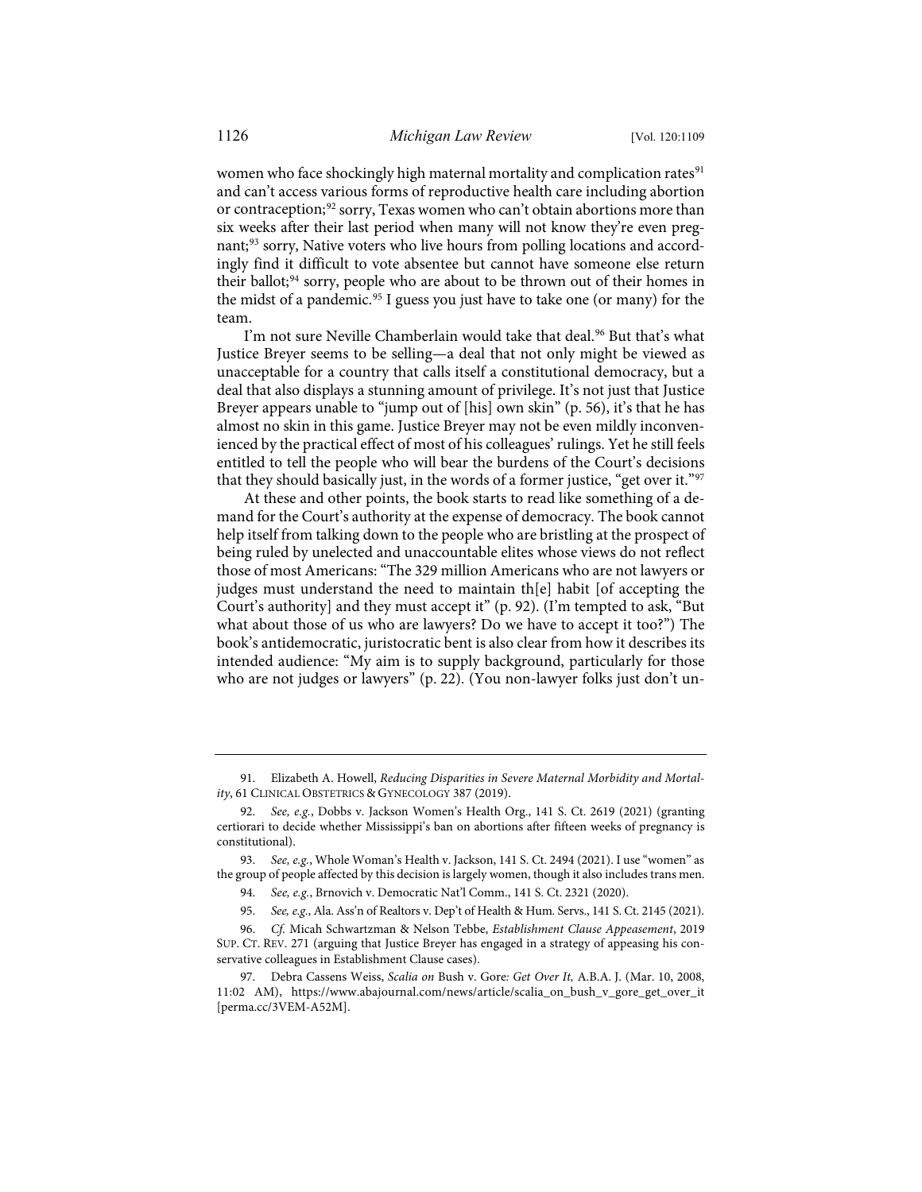women who face shockingly high maternal mortality and complication rates[91] and can't access various forms of reproductive health care including abortion or contraception;[92] sorry, Texas women who can't obtain abortions more than six weeks after their last period when many will not know they're even pregnant;[93] sorry, Native voters who live hours from polling locations and accordingly find it difficult to vote absentee but cannot have someone else return their ballot;[94] sorry, people who are about to be thrown out of their homes in the midst of a pandemic.[95] I guess you just have to take one (or many) for the team.

I'm not sure Neville Chamberlain would take that deal.[96] But that's what Justice Breyer seems to be selling—a deal that not only might be viewed as unacceptable for a country that calls itself a constitutional democracy, but a deal that also displays a stunning amount of privilege. It's not just that Justice Breyer appears unable to "jump out of [his] own skin" (p. 56), it's that he has almost no skin in this game. Justice Breyer may not be even mildly inconvenienced by the practical effect of most of his colleagues' rulings. Yet he still feels entitled to tell the people who will bear the burdens of the Court's decisions that they should basically just, in the words of a former justice, "get over it."[97]

At these and other points, the book starts to read like something of a demand for the Court's authority at the expense of democracy. The book cannot help itself from talking down to the people who are bristling at the prospect of being ruled by unelected and unaccountable elites whose views do not reflect those of most Americans: "The 329 million Americans who are not lawyers or judges must understand the need to maintain th[e] habit [of accepting the Court's authority] and they must accept it" (p. 92). (I'm tempted to ask, "But what about those of us who are lawyers? Do we have to accept it too?") The book's antidemocratic, juristocratic bent is also clear from how it describes its intended audience: "My aim is to supply background, particularly for those who are not judges or lawyers" (p. 22). (You non-lawyer folks just don't un-

---

91. Elizabeth A. Howell, *Reducing Disparities in Severe Maternal Morbidity and Mortality*, 61 CLINICAL OBSTETRICS & GYNECOLOGY 387 (2019).

92. *See, e.g.*, Dobbs v. Jackson Women's Health Org., 141 S. Ct. 2619 (2021) (granting certiorari to decide whether Mississippi's ban on abortions after fifteen weeks of pregnancy is constitutional).

93. *See, e.g.*, Whole Woman's Health v. Jackson, 141 S. Ct. 2494 (2021). I use "women" as the group of people affected by this decision is largely women, though it also includes trans men.

94. *See, e.g.*, Brnovich v. Democratic Nat'l Comm., 141 S. Ct. 2321 (2020).

95. *See, e.g.*, Ala. Ass'n of Realtors v. Dep't of Health & Hum. Servs., 141 S. Ct. 2145 (2021).

96. *Cf.* Micah Schwartzman & Nelson Tebbe, *Establishment Clause Appeasement*, 2019 SUP. CT. REV. 271 (arguing that Justice Breyer has engaged in a strategy of appeasing his conservative colleagues in Establishment Clause cases).

97. Debra Cassens Weiss, *Scalia on* Bush v. Gore*: Get Over It,* A.B.A. J. (Mar. 10, 2008, 11:02 AM), https://www.abajournal.com/news/article/scalia_on_bush_v_gore_get_over_it [perma.cc/3VEM-A52M].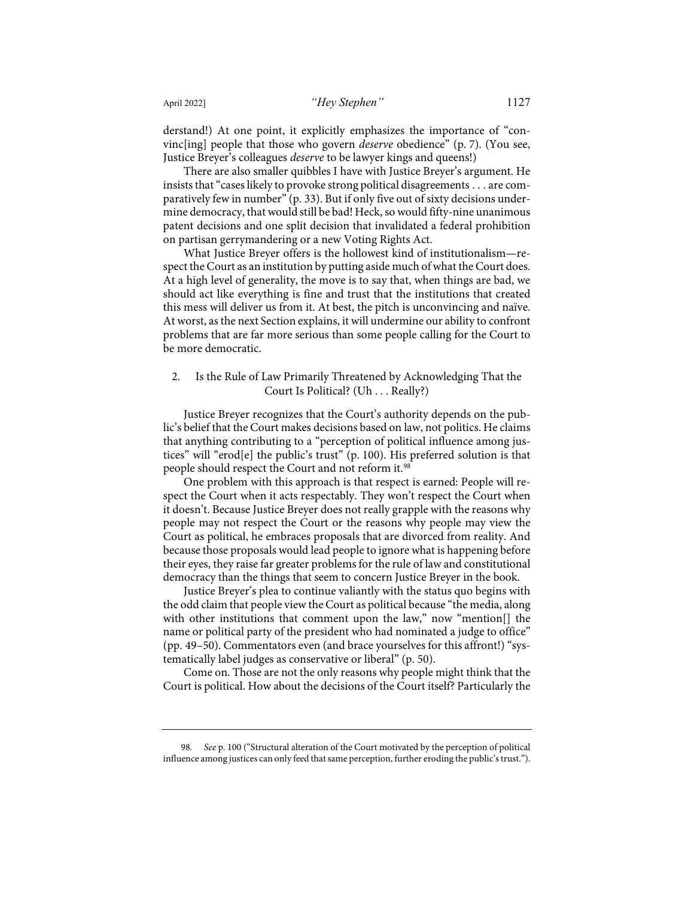derstand!) At one point, it explicitly emphasizes the importance of "convinc[ing] people that those who govern *deserve* obedience" (p. 7). (You see, Justice Breyer's colleagues *deserve* to be lawyer kings and queens!)

There are also smaller quibbles I have with Justice Breyer's argument. He insists that "cases likely to provoke strong political disagreements . . . are comparatively few in number" (p. 33). But if only five out of sixty decisions undermine democracy, that would still be bad! Heck, so would fifty-nine unanimous patent decisions and one split decision that invalidated a federal prohibition on partisan gerrymandering or a new Voting Rights Act.

What Justice Breyer offers is the hollowest kind of institutionalism—respect the Court as an institution by putting aside much of what the Court does. At a high level of generality, the move is to say that, when things are bad, we should act like everything is fine and trust that the institutions that created this mess will deliver us from it. At best, the pitch is unconvincing and naïve. At worst, as the next Section explains, it will undermine our ability to confront problems that are far more serious than some people calling for the Court to be more democratic.

### 2. Is the Rule of Law Primarily Threatened by Acknowledging That the Court Is Political? (Uh . . . Really?)

Justice Breyer recognizes that the Court's authority depends on the public's belief that the Court makes decisions based on law, not politics. He claims that anything contributing to a "perception of political influence among justices" will "erod[e] the public's trust" (p. 100). His preferred solution is that people should respect the Court and not reform it.[98]

One problem with this approach is that respect is earned: People will respect the Court when it acts respectably. They won't respect the Court when it doesn't. Because Justice Breyer does not really grapple with the reasons why people may not respect the Court or the reasons why people may view the Court as political, he embraces proposals that are divorced from reality. And because those proposals would lead people to ignore what is happening before their eyes, they raise far greater problems for the rule of law and constitutional democracy than the things that seem to concern Justice Breyer in the book.

Justice Breyer's plea to continue valiantly with the status quo begins with the odd claim that people view the Court as political because "the media, along with other institutions that comment upon the law," now "mention[] the name or political party of the president who had nominated a judge to office" (pp. 49–50). Commentators even (and brace yourselves for this affront!) "systematically label judges as conservative or liberal" (p. 50).

Come on. Those are not the only reasons why people might think that the Court is political. How about the decisions of the Court itself? Particularly the

---

98. *See* p. 100 ("Structural alteration of the Court motivated by the perception of political influence among justices can only feed that same perception, further eroding the public's trust.").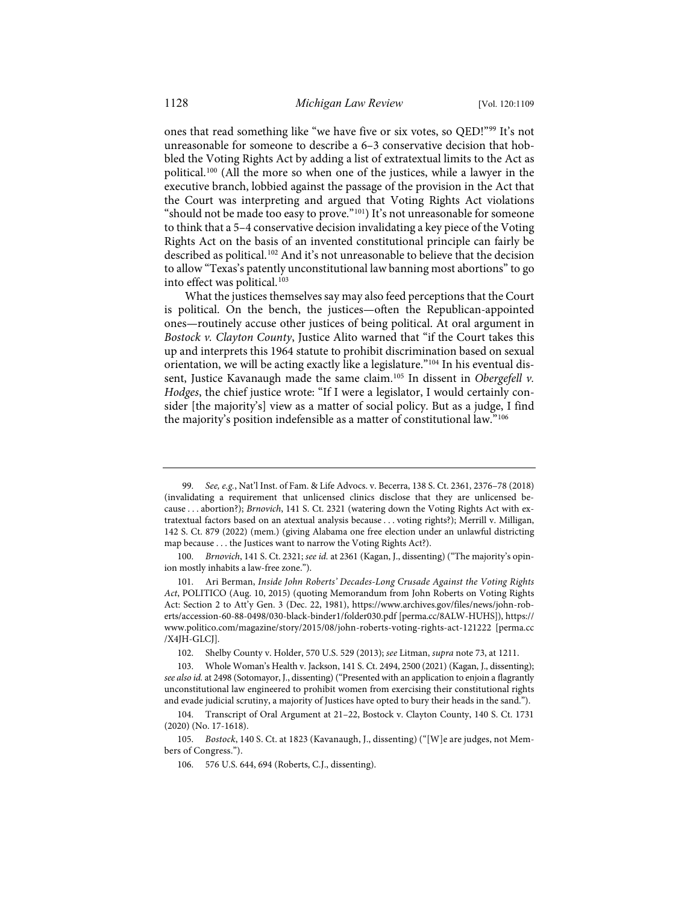ones that read something like "we have five or six votes, so QED!"[99] It's not unreasonable for someone to describe a 6–3 conservative decision that hobbled the Voting Rights Act by adding a list of extratextual limits to the Act as political.[100] (All the more so when one of the justices, while a lawyer in the executive branch, lobbied against the passage of the provision in the Act that the Court was interpreting and argued that Voting Rights Act violations "should not be made too easy to prove."[101]) It's not unreasonable for someone to think that a 5–4 conservative decision invalidating a key piece of the Voting Rights Act on the basis of an invented constitutional principle can fairly be described as political.[102] And it's not unreasonable to believe that the decision to allow "Texas's patently unconstitutional law banning most abortions" to go into effect was political.[103]

What the justices themselves say may also feed perceptions that the Court is political. On the bench, the justices—often the Republican-appointed ones—routinely accuse other justices of being political. At oral argument in *Bostock v. Clayton County*, Justice Alito warned that "if the Court takes this up and interprets this 1964 statute to prohibit discrimination based on sexual orientation, we will be acting exactly like a legislature."[104] In his eventual dissent, Justice Kavanaugh made the same claim.[105] In dissent in *Obergefell v. Hodges*, the chief justice wrote: "If I were a legislator, I would certainly consider [the majority's] view as a matter of social policy. But as a judge, I find the majority's position indefensible as a matter of constitutional law."[106]

---

99. *See, e.g.*, Nat'l Inst. of Fam. & Life Advocs. v. Becerra, 138 S. Ct. 2361, 2376–78 (2018) (invalidating a requirement that unlicensed clinics disclose that they are unlicensed because . . . abortion?); *Brnovich*, 141 S. Ct. 2321 (watering down the Voting Rights Act with extratextual factors based on an atextual analysis because . . . voting rights?); Merrill v. Milligan, 142 S. Ct. 879 (2022) (mem.) (giving Alabama one free election under an unlawful districting map because . . . the Justices want to narrow the Voting Rights Act?).

100. *Brnovich*, 141 S. Ct. 2321; *see id.* at 2361 (Kagan, J., dissenting) ("The majority's opinion mostly inhabits a law-free zone.").

101. Ari Berman, *Inside John Roberts' Decades-Long Crusade Against the Voting Rights Act*, POLITICO (Aug. 10, 2015) (quoting Memorandum from John Roberts on Voting Rights Act: Section 2 to Att'y Gen. 3 (Dec. 22, 1981), https://www.archives.gov/files/news/john-roberts/accession-60-88-0498/030-black-binder1/folder030.pdf [perma.cc/8ALW-HUHS]), https://www.politico.com/magazine/story/2015/08/john-roberts-voting-rights-act-121222 [perma.cc/X4JH-GLCJ].

102. Shelby County v. Holder, 570 U.S. 529 (2013); *see* Litman, *supra* note 73, at 1211.

103. Whole Woman's Health v. Jackson, 141 S. Ct. 2494, 2500 (2021) (Kagan, J., dissenting); *see also id.* at 2498 (Sotomayor, J., dissenting) ("Presented with an application to enjoin a flagrantly unconstitutional law engineered to prohibit women from exercising their constitutional rights and evade judicial scrutiny, a majority of Justices have opted to bury their heads in the sand.").

104. Transcript of Oral Argument at 21–22, Bostock v. Clayton County, 140 S. Ct. 1731 (2020) (No. 17-1618).

105. *Bostock*, 140 S. Ct. at 1823 (Kavanaugh, J., dissenting) ("[W]e are judges, not Members of Congress.").

106. 576 U.S. 644, 694 (Roberts, C.J., dissenting).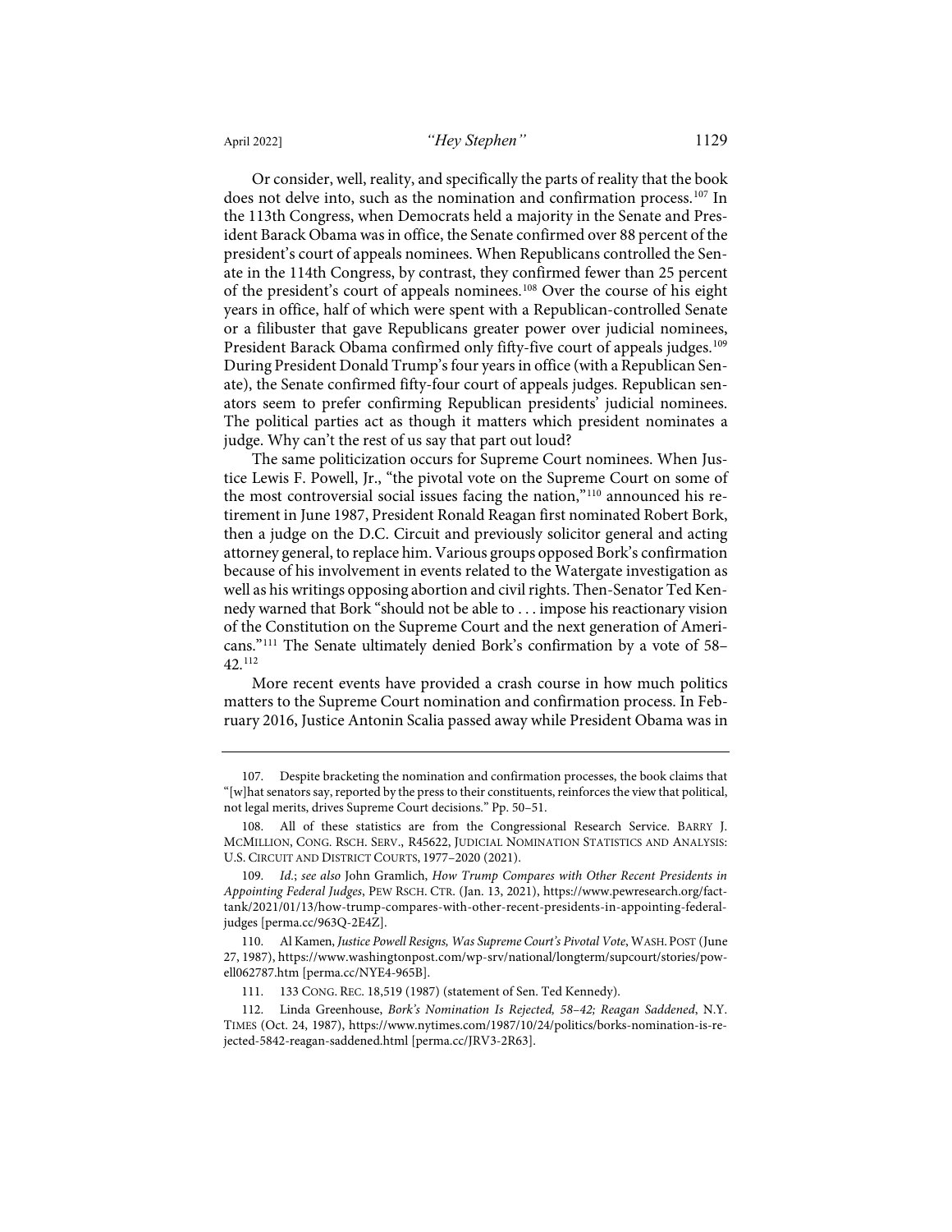Or consider, well, reality, and specifically the parts of reality that the book does not delve into, such as the nomination and confirmation process.[107] In the 113th Congress, when Democrats held a majority in the Senate and President Barack Obama was in office, the Senate confirmed over 88 percent of the president's court of appeals nominees. When Republicans controlled the Senate in the 114th Congress, by contrast, they confirmed fewer than 25 percent of the president's court of appeals nominees.[108] Over the course of his eight years in office, half of which were spent with a Republican-controlled Senate or a filibuster that gave Republicans greater power over judicial nominees, President Barack Obama confirmed only fifty-five court of appeals judges.[109] During President Donald Trump's four years in office (with a Republican Senate), the Senate confirmed fifty-four court of appeals judges. Republican senators seem to prefer confirming Republican presidents' judicial nominees. The political parties act as though it matters which president nominates a judge. Why can't the rest of us say that part out loud?

The same politicization occurs for Supreme Court nominees. When Justice Lewis F. Powell, Jr., "the pivotal vote on the Supreme Court on some of the most controversial social issues facing the nation,"[110] announced his retirement in June 1987, President Ronald Reagan first nominated Robert Bork, then a judge on the D.C. Circuit and previously solicitor general and acting attorney general, to replace him. Various groups opposed Bork's confirmation because of his involvement in events related to the Watergate investigation as well as his writings opposing abortion and civil rights. Then-Senator Ted Kennedy warned that Bork "should not be able to . . . impose his reactionary vision of the Constitution on the Supreme Court and the next generation of Americans."[111] The Senate ultimately denied Bork's confirmation by a vote of 58–42.[112]

More recent events have provided a crash course in how much politics matters to the Supreme Court nomination and confirmation process. In February 2016, Justice Antonin Scalia passed away while President Obama was in

---

107. Despite bracketing the nomination and confirmation processes, the book claims that "[w]hat senators say, reported by the press to their constituents, reinforces the view that political, not legal merits, drives Supreme Court decisions." Pp. 50–51.

108. All of these statistics are from the Congressional Research Service. BARRY J. MCMILLION, CONG. RSCH. SERV., R45622, JUDICIAL NOMINATION STATISTICS AND ANALYSIS: U.S. CIRCUIT AND DISTRICT COURTS, 1977–2020 (2021).

109. *Id.*; *see also* John Gramlich, *How Trump Compares with Other Recent Presidents in Appointing Federal Judges*, PEW RSCH. CTR. (Jan. 13, 2021), https://www.pewresearch.org/fact-tank/2021/01/13/how-trump-compares-with-other-recent-presidents-in-appointing-federal-judges [perma.cc/963Q-2E4Z].

110. Al Kamen, *Justice Powell Resigns, Was Supreme Court's Pivotal Vote*, WASH. POST (June 27, 1987), https://www.washingtonpost.com/wp-srv/national/longterm/supcourt/stories/powell062787.htm [perma.cc/NYE4-965B].

111. 133 CONG. REC. 18,519 (1987) (statement of Sen. Ted Kennedy).

112. Linda Greenhouse, *Bork's Nomination Is Rejected, 58–42; Reagan Saddened*, N.Y. TIMES (Oct. 24, 1987), https://www.nytimes.com/1987/10/24/politics/borks-nomination-is-rejected-5842-reagan-saddened.html [perma.cc/JRV3-2R63].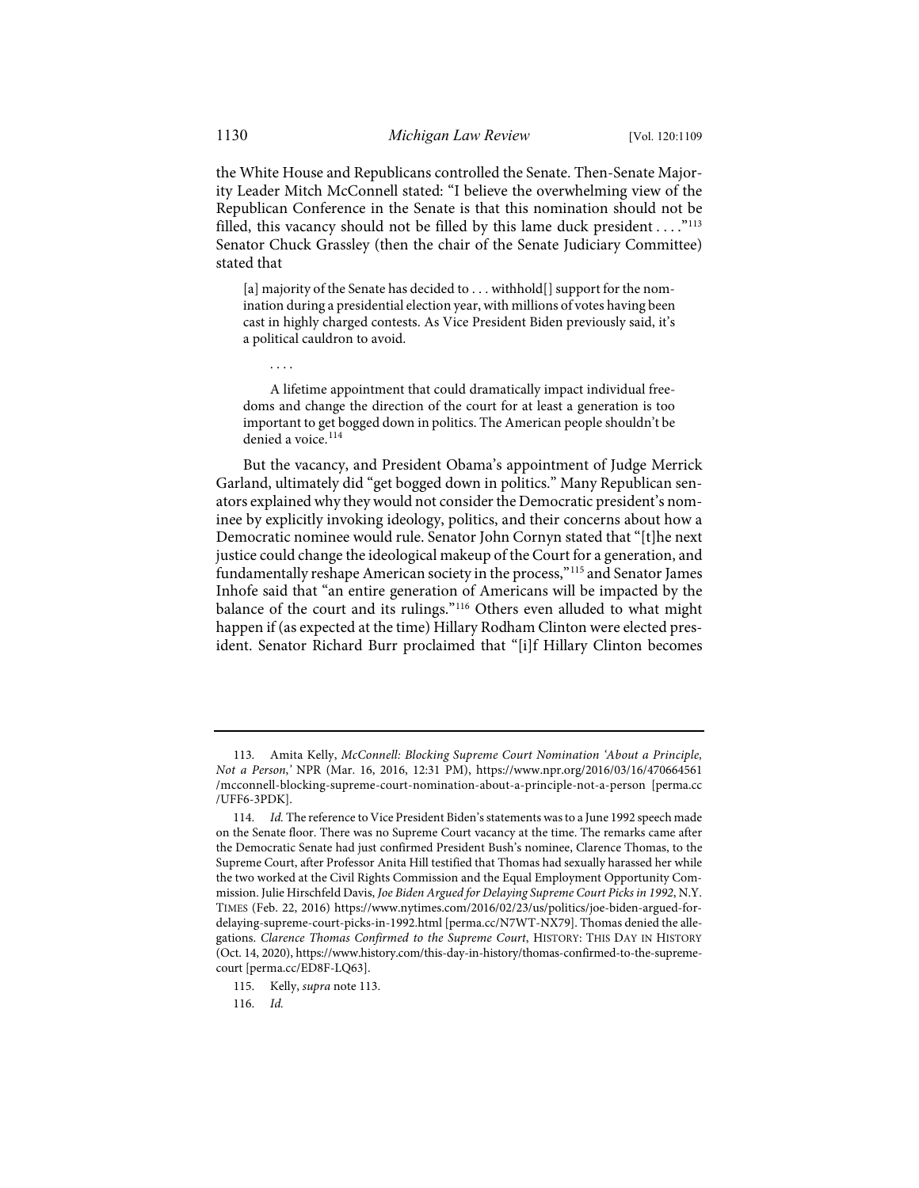the White House and Republicans controlled the Senate. Then-Senate Majority Leader Mitch McConnell stated: "I believe the overwhelming view of the Republican Conference in the Senate is that this nomination should not be filled, this vacancy should not be filled by this lame duck president . . . ."[113] Senator Chuck Grassley (then the chair of the Senate Judiciary Committee) stated that

> [a] majority of the Senate has decided to . . . withhold[] support for the nomination during a presidential election year, with millions of votes having been cast in highly charged contests. As Vice President Biden previously said, it's a political cauldron to avoid.
>
> . . . .
>
> A lifetime appointment that could dramatically impact individual freedoms and change the direction of the court for at least a generation is too important to get bogged down in politics. The American people shouldn't be denied a voice.[114]

But the vacancy, and President Obama's appointment of Judge Merrick Garland, ultimately did "get bogged down in politics." Many Republican senators explained why they would not consider the Democratic president's nominee by explicitly invoking ideology, politics, and their concerns about how a Democratic nominee would rule. Senator John Cornyn stated that "[t]he next justice could change the ideological makeup of the Court for a generation, and fundamentally reshape American society in the process,"[115] and Senator James Inhofe said that "an entire generation of Americans will be impacted by the balance of the court and its rulings."[116] Others even alluded to what might happen if (as expected at the time) Hillary Rodham Clinton were elected president. Senator Richard Burr proclaimed that "[i]f Hillary Clinton becomes

---

113. Amita Kelly, *McConnell: Blocking Supreme Court Nomination 'About a Principle, Not a Person,'* NPR (Mar. 16, 2016, 12:31 PM), https://www.npr.org/2016/03/16/470664561/mcconnell-blocking-supreme-court-nomination-about-a-principle-not-a-person [perma.cc/UFF6-3PDK].

114. *Id.* The reference to Vice President Biden's statements was to a June 1992 speech made on the Senate floor. There was no Supreme Court vacancy at the time. The remarks came after the Democratic Senate had just confirmed President Bush's nominee, Clarence Thomas, to the Supreme Court, after Professor Anita Hill testified that Thomas had sexually harassed her while the two worked at the Civil Rights Commission and the Equal Employment Opportunity Commission. Julie Hirschfeld Davis, *Joe Biden Argued for Delaying Supreme Court Picks in 1992*, N.Y. TIMES (Feb. 22, 2016) https://www.nytimes.com/2016/02/23/us/politics/joe-biden-argued-for-delaying-supreme-court-picks-in-1992.html [perma.cc/N7WT-NX79]. Thomas denied the allegations. *Clarence Thomas Confirmed to the Supreme Court*, HISTORY: THIS DAY IN HISTORY (Oct. 14, 2020), https://www.history.com/this-day-in-history/thomas-confirmed-to-the-supreme-court [perma.cc/ED8F-LQ63].

115. Kelly, *supra* note 113.

116. *Id.*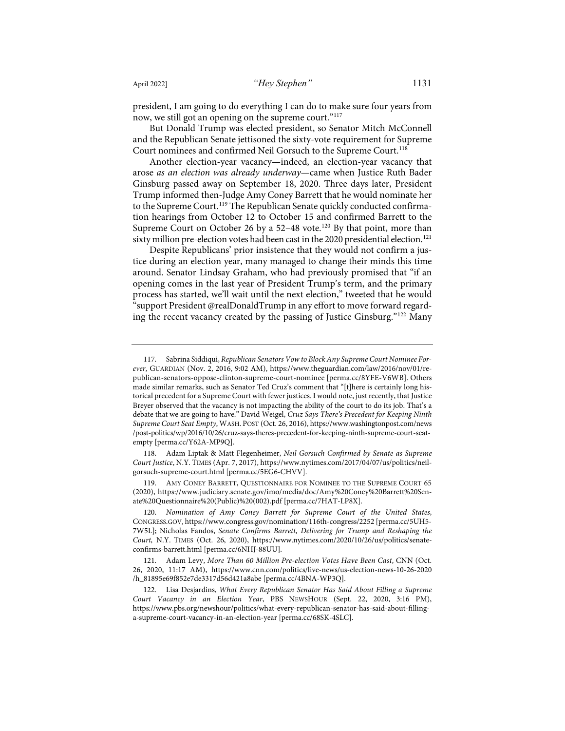president, I am going to do everything I can do to make sure four years from now, we still got an opening on the supreme court."[117]

But Donald Trump was elected president, so Senator Mitch McConnell and the Republican Senate jettisoned the sixty-vote requirement for Supreme Court nominees and confirmed Neil Gorsuch to the Supreme Court.[118]

Another election-year vacancy—indeed, an election-year vacancy that arose *as an election was already underway*—came when Justice Ruth Bader Ginsburg passed away on September 18, 2020. Three days later, President Trump informed then-Judge Amy Coney Barrett that he would nominate her to the Supreme Court.[119] The Republican Senate quickly conducted confirmation hearings from October 12 to October 15 and confirmed Barrett to the Supreme Court on October 26 by a 52–48 vote.[120] By that point, more than sixty million pre-election votes had been cast in the 2020 presidential election.[121]

Despite Republicans' prior insistence that they would not confirm a justice during an election year, many managed to change their minds this time around. Senator Lindsay Graham, who had previously promised that "if an opening comes in the last year of President Trump's term, and the primary process has started, we'll wait until the next election," tweeted that he would "support President @realDonaldTrump in any effort to move forward regarding the recent vacancy created by the passing of Justice Ginsburg."[122] Many

---

117. Sabrina Siddiqui, *Republican Senators Vow to Block Any Supreme Court Nominee Forever*, GUARDIAN (Nov. 2, 2016, 9:02 AM), https://www.theguardian.com/law/2016/nov/01/republican-senators-oppose-clinton-supreme-court-nominee [perma.cc/8YFE-V6WB]. Others made similar remarks, such as Senator Ted Cruz's comment that "[t]here is certainly long historical precedent for a Supreme Court with fewer justices. I would note, just recently, that Justice Breyer observed that the vacancy is not impacting the ability of the court to do its job. That's a debate that we are going to have." David Weigel, *Cruz Says There's Precedent for Keeping Ninth Supreme Court Seat Empty*, WASH. POST (Oct. 26, 2016), https://www.washingtonpost.com/news/post-politics/wp/2016/10/26/cruz-says-theres-precedent-for-keeping-ninth-supreme-court-seat-empty [perma.cc/Y62A-MP9Q].

118. Adam Liptak & Matt Flegenheimer, *Neil Gorsuch Confirmed by Senate as Supreme Court Justice*, N.Y. TIMES (Apr. 7, 2017), https://www.nytimes.com/2017/04/07/us/politics/neil-gorsuch-supreme-court.html [perma.cc/5EG6-CHVV].

119. AMY CONEY BARRETT, QUESTIONNAIRE FOR NOMINEE TO THE SUPREME COURT 65 (2020), https://www.judiciary.senate.gov/imo/media/doc/Amy%20Coney%20Barrett%20Senate%20Questionnaire%20(Public)%20(002).pdf [perma.cc/7HAT-LP8X].

120. *Nomination of Amy Coney Barrett for Supreme Court of the United States*, CONGRESS.GOV, https://www.congress.gov/nomination/116th-congress/2252 [perma.cc/5UH5-7W5L]; Nicholas Fandos, *Senate Confirms Barrett, Delivering for Trump and Reshaping the Court,* N.Y. TIMES (Oct. 26, 2020), https://www.nytimes.com/2020/10/26/us/politics/senate-confirms-barrett.html [perma.cc/6NHJ-88UU].

121. Adam Levy, *More Than 60 Million Pre-election Votes Have Been Cast*, CNN (Oct. 26, 2020, 11:17 AM), https://www.cnn.com/politics/live-news/us-election-news-10-26-2020/h_81895e69f852e7de3317d56d421a8abe [perma.cc/4BNA-WP3Q].

122. Lisa Desjardins, *What Every Republican Senator Has Said About Filling a Supreme Court Vacancy in an Election Year*, PBS NEWSHOUR (Sept. 22, 2020, 3:16 PM), https://www.pbs.org/newshour/politics/what-every-republican-senator-has-said-about-filling-a-supreme-court-vacancy-in-an-election-year [perma.cc/68SK-4SLC].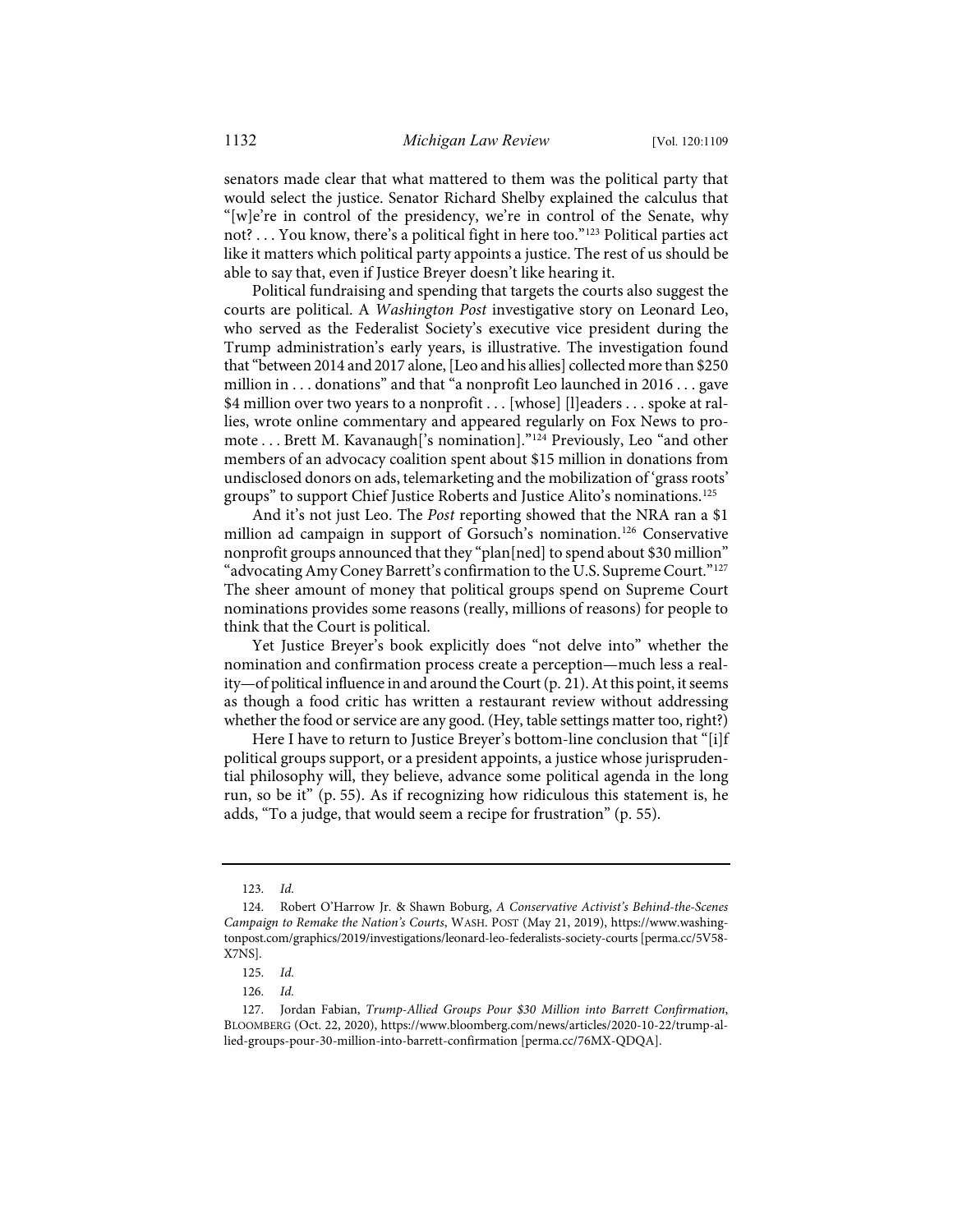senators made clear that what mattered to them was the political party that would select the justice. Senator Richard Shelby explained the calculus that "[w]e're in control of the presidency, we're in control of the Senate, why not? . . . You know, there's a political fight in here too."[123] Political parties act like it matters which political party appoints a justice. The rest of us should be able to say that, even if Justice Breyer doesn't like hearing it.

Political fundraising and spending that targets the courts also suggest the courts are political. A *Washington Post* investigative story on Leonard Leo, who served as the Federalist Society's executive vice president during the Trump administration's early years, is illustrative. The investigation found that "between 2014 and 2017 alone, [Leo and his allies] collected more than $250 million in . . . donations" and that "a nonprofit Leo launched in 2016 . . . gave $4 million over two years to a nonprofit . . . [whose] [l]eaders . . . spoke at rallies, wrote online commentary and appeared regularly on Fox News to promote . . . Brett M. Kavanaugh['s nomination]."[124] Previously, Leo "and other members of an advocacy coalition spent about $15 million in donations from undisclosed donors on ads, telemarketing and the mobilization of 'grass roots' groups" to support Chief Justice Roberts and Justice Alito's nominations.[125]

And it's not just Leo. The *Post* reporting showed that the NRA ran a $1 million ad campaign in support of Gorsuch's nomination.[126] Conservative nonprofit groups announced that they "plan[ned] to spend about $30 million" "advocating Amy Coney Barrett's confirmation to the U.S. Supreme Court."[127] The sheer amount of money that political groups spend on Supreme Court nominations provides some reasons (really, millions of reasons) for people to think that the Court is political.

Yet Justice Breyer's book explicitly does "not delve into" whether the nomination and confirmation process create a perception—much less a reality—of political influence in and around the Court (p. 21). At this point, it seems as though a food critic has written a restaurant review without addressing whether the food or service are any good. (Hey, table settings matter too, right?)

Here I have to return to Justice Breyer's bottom-line conclusion that "[i]f political groups support, or a president appoints, a justice whose jurisprudential philosophy will, they believe, advance some political agenda in the long run, so be it" (p. 55). As if recognizing how ridiculous this statement is, he adds, "To a judge, that would seem a recipe for frustration" (p. 55).

---

123. *Id.*

124. Robert O'Harrow Jr. & Shawn Boburg, *A Conservative Activist's Behind-the-Scenes Campaign to Remake the Nation's Courts*, WASH. POST (May 21, 2019), https://www.washingtonpost.com/graphics/2019/investigations/leonard-leo-federalists-society-courts [perma.cc/5V58-X7NS].

125. *Id.*

126. *Id.*

127. Jordan Fabian, *Trump-Allied Groups Pour $30 Million into Barrett Confirmation*, BLOOMBERG (Oct. 22, 2020), https://www.bloomberg.com/news/articles/2020-10-22/trump-allied-groups-pour-30-million-into-barrett-confirmation [perma.cc/76MX-QDQA].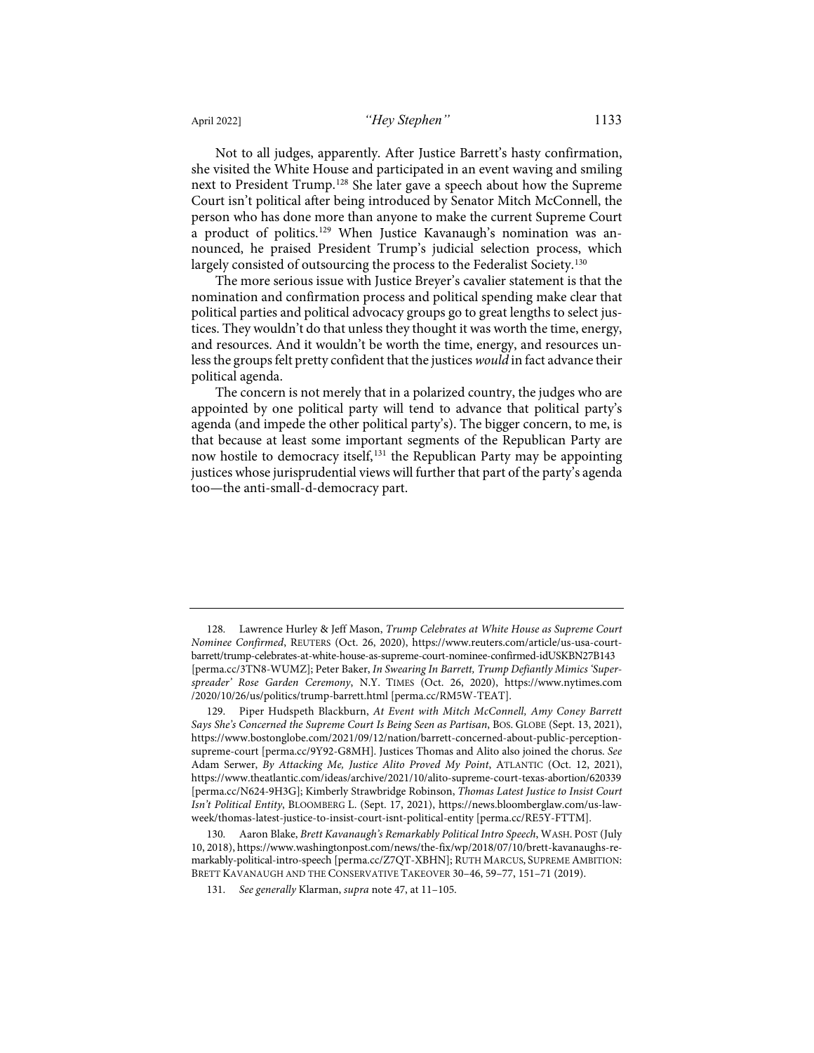Not to all judges, apparently. After Justice Barrett's hasty confirmation, she visited the White House and participated in an event waving and smiling next to President Trump.[128] She later gave a speech about how the Supreme Court isn't political after being introduced by Senator Mitch McConnell, the person who has done more than anyone to make the current Supreme Court a product of politics.[129] When Justice Kavanaugh's nomination was announced, he praised President Trump's judicial selection process, which largely consisted of outsourcing the process to the Federalist Society.[130]

The more serious issue with Justice Breyer's cavalier statement is that the nomination and confirmation process and political spending make clear that political parties and political advocacy groups go to great lengths to select justices. They wouldn't do that unless they thought it was worth the time, energy, and resources. And it wouldn't be worth the time, energy, and resources unless the groups felt pretty confident that the justices *would* in fact advance their political agenda.

The concern is not merely that in a polarized country, the judges who are appointed by one political party will tend to advance that political party's agenda (and impede the other political party's). The bigger concern, to me, is that because at least some important segments of the Republican Party are now hostile to democracy itself,[131] the Republican Party may be appointing justices whose jurisprudential views will further that part of the party's agenda too—the anti-small-d-democracy part.

---

128. Lawrence Hurley & Jeff Mason, *Trump Celebrates at White House as Supreme Court Nominee Confirmed*, REUTERS (Oct. 26, 2020), https://www.reuters.com/article/us-usa-court-barrett/trump-celebrates-at-white-house-as-supreme-court-nominee-confirmed-idUSKBN27B143 [perma.cc/3TN8-WUMZ]; Peter Baker, *In Swearing In Barrett, Trump Defiantly Mimics 'Superspreader' Rose Garden Ceremony*, N.Y. TIMES (Oct. 26, 2020), https://www.nytimes.com/2020/10/26/us/politics/trump-barrett.html [perma.cc/RM5W-TEAT].

129. Piper Hudspeth Blackburn, *At Event with Mitch McConnell, Amy Coney Barrett Says She's Concerned the Supreme Court Is Being Seen as Partisan*, BOS. GLOBE (Sept. 13, 2021), https://www.bostonglobe.com/2021/09/12/nation/barrett-concerned-about-public-perception-supreme-court [perma.cc/9Y92-G8MH]. Justices Thomas and Alito also joined the chorus. *See* Adam Serwer, *By Attacking Me, Justice Alito Proved My Point*, ATLANTIC (Oct. 12, 2021), https://www.theatlantic.com/ideas/archive/2021/10/alito-supreme-court-texas-abortion/620339 [perma.cc/N624-9H3G]; Kimberly Strawbridge Robinson, *Thomas Latest Justice to Insist Court Isn't Political Entity*, BLOOMBERG L. (Sept. 17, 2021), https://news.bloomberglaw.com/us-law-week/thomas-latest-justice-to-insist-court-isnt-political-entity [perma.cc/RE5Y-FTTM].

130. Aaron Blake, *Brett Kavanaugh's Remarkably Political Intro Speech*, WASH. POST (July 10, 2018), https://www.washingtonpost.com/news/the-fix/wp/2018/07/10/brett-kavanaughs-remarkably-political-intro-speech [perma.cc/Z7QT-XBHN]; RUTH MARCUS, SUPREME AMBITION: BRETT KAVANAUGH AND THE CONSERVATIVE TAKEOVER 30–46, 59–77, 151–71 (2019).

131. *See generally* Klarman, *supra* note 47, at 11–105.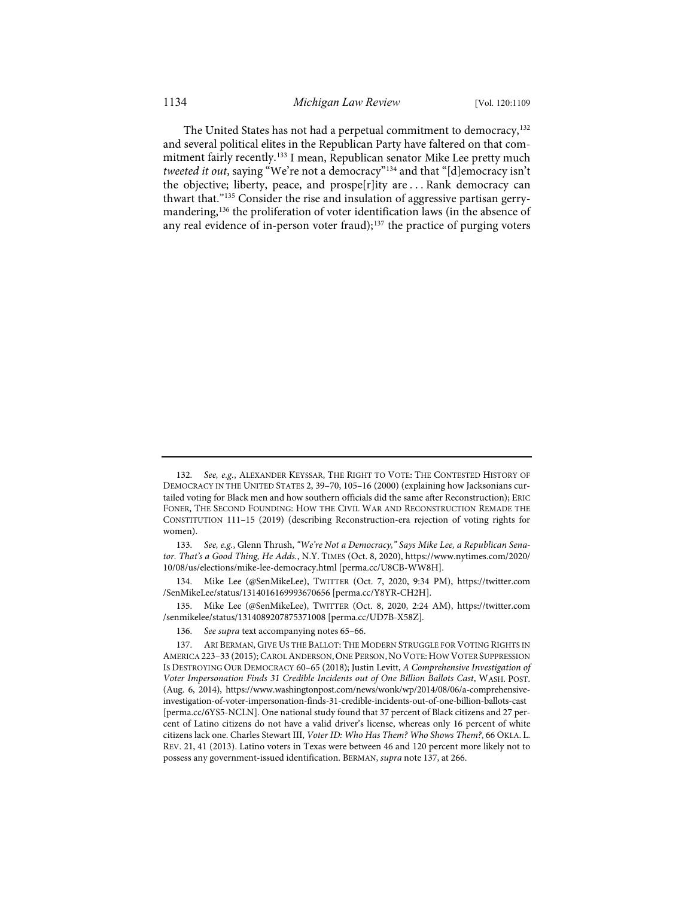The United States has not had a perpetual commitment to democracy,[132] and several political elites in the Republican Party have faltered on that commitment fairly recently.[133] I mean, Republican senator Mike Lee pretty much *tweeted it out*, saying "We're not a democracy"[134] and that "[d]emocracy isn't the objective; liberty, peace, and prospe[r]ity are . . . Rank democracy can thwart that."[135] Consider the rise and insulation of aggressive partisan gerrymandering,[136] the proliferation of voter identification laws (in the absence of any real evidence of in-person voter fraud);[137] the practice of purging voters

---

132. *See, e.g.*, ALEXANDER KEYSSAR, THE RIGHT TO VOTE: THE CONTESTED HISTORY OF DEMOCRACY IN THE UNITED STATES 2, 39–70, 105–16 (2000) (explaining how Jacksonians curtailed voting for Black men and how southern officials did the same after Reconstruction); ERIC FONER, THE SECOND FOUNDING: HOW THE CIVIL WAR AND RECONSTRUCTION REMADE THE CONSTITUTION 111–15 (2019) (describing Reconstruction-era rejection of voting rights for women).

133. *See, e.g.*, Glenn Thrush, *"We're Not a Democracy," Says Mike Lee, a Republican Senator. That's a Good Thing, He Adds.*, N.Y. TIMES (Oct. 8, 2020), https://www.nytimes.com/2020/10/08/us/elections/mike-lee-democracy.html [perma.cc/U8CB-WW8H].

134. Mike Lee (@SenMikeLee), TWITTER (Oct. 7, 2020, 9:34 PM), https://twitter.com/SenMikeLee/status/1314016169993670656 [perma.cc/Y8YR-CH2H].

135. Mike Lee (@SenMikeLee), TWITTER (Oct. 8, 2020, 2:24 AM), https://twitter.com/senmikelee/status/1314089207875371008 [perma.cc/UD7B-X58Z].

136. *See supra* text accompanying notes 65–66.

137. ARI BERMAN, GIVE US THE BALLOT: THE MODERN STRUGGLE FOR VOTING RIGHTS IN AMERICA 223–33 (2015); CAROL ANDERSON, ONE PERSON, NO VOTE: HOW VOTER SUPPRESSION IS DESTROYING OUR DEMOCRACY 60–65 (2018); Justin Levitt, *A Comprehensive Investigation of Voter Impersonation Finds 31 Credible Incidents out of One Billion Ballots Cast*, WASH. POST. (Aug. 6, 2014), https://www.washingtonpost.com/news/wonk/wp/2014/08/06/a-comprehensive-investigation-of-voter-impersonation-finds-31-credible-incidents-out-of-one-billion-ballots-cast [perma.cc/6YS5-NCLN]. One national study found that 37 percent of Black citizens and 27 percent of Latino citizens do not have a valid driver's license, whereas only 16 percent of white citizens lack one. Charles Stewart III, *Voter ID: Who Has Them? Who Shows Them?*, 66 OKLA. L. REV. 21, 41 (2013). Latino voters in Texas were between 46 and 120 percent more likely not to possess any government-issued identification. BERMAN, *supra* note 137, at 266.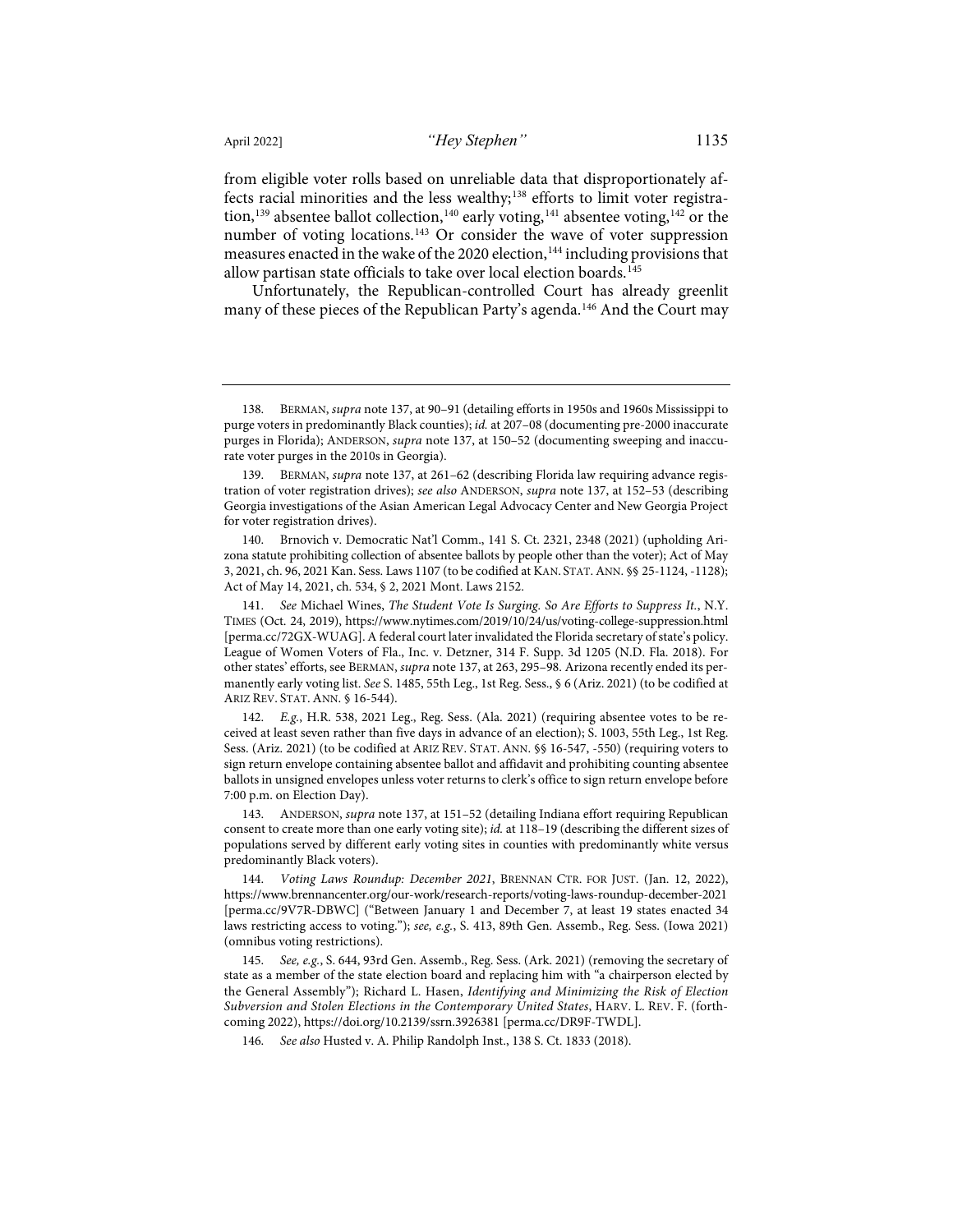from eligible voter rolls based on unreliable data that disproportionately affects racial minorities and the less wealthy;[138] efforts to limit voter registration,[139] absentee ballot collection,[140] early voting,[141] absentee voting,[142] or the number of voting locations.[143] Or consider the wave of voter suppression measures enacted in the wake of the 2020 election,[144] including provisions that allow partisan state officials to take over local election boards.[145]

Unfortunately, the Republican-controlled Court has already greenlit many of these pieces of the Republican Party's agenda.[146] And the Court may

---

138. BERMAN, *supra* note 137, at 90–91 (detailing efforts in 1950s and 1960s Mississippi to purge voters in predominantly Black counties); *id.* at 207–08 (documenting pre-2000 inaccurate purges in Florida); ANDERSON, *supra* note 137, at 150–52 (documenting sweeping and inaccurate voter purges in the 2010s in Georgia).

139. BERMAN, *supra* note 137, at 261–62 (describing Florida law requiring advance registration of voter registration drives); *see also* ANDERSON, *supra* note 137, at 152–53 (describing Georgia investigations of the Asian American Legal Advocacy Center and New Georgia Project for voter registration drives).

140. Brnovich v. Democratic Nat'l Comm., 141 S. Ct. 2321, 2348 (2021) (upholding Arizona statute prohibiting collection of absentee ballots by people other than the voter); Act of May 3, 2021, ch. 96, 2021 Kan. Sess. Laws 1107 (to be codified at KAN. STAT. ANN. §§ 25-1124, -1128); Act of May 14, 2021, ch. 534, § 2, 2021 Mont. Laws 2152.

141. *See* Michael Wines, *The Student Vote Is Surging. So Are Efforts to Suppress It.*, N.Y. TIMES (Oct. 24, 2019), https://www.nytimes.com/2019/10/24/us/voting-college-suppression.html [perma.cc/72GX-WUAG]. A federal court later invalidated the Florida secretary of state's policy. League of Women Voters of Fla., Inc. v. Detzner, 314 F. Supp. 3d 1205 (N.D. Fla. 2018). For other states' efforts, see BERMAN, *supra* note 137, at 263, 295–98. Arizona recently ended its permanently early voting list. *See* S. 1485, 55th Leg., 1st Reg. Sess., § 6 (Ariz. 2021) (to be codified at ARIZ REV. STAT. ANN. § 16-544).

142. *E.g.*, H.R. 538, 2021 Leg., Reg. Sess. (Ala. 2021) (requiring absentee votes to be received at least seven rather than five days in advance of an election); S. 1003, 55th Leg., 1st Reg. Sess. (Ariz. 2021) (to be codified at ARIZ REV. STAT. ANN. §§ 16-547, -550) (requiring voters to sign return envelope containing absentee ballot and affidavit and prohibiting counting absentee ballots in unsigned envelopes unless voter returns to clerk's office to sign return envelope before 7:00 p.m. on Election Day).

143. ANDERSON, *supra* note 137, at 151–52 (detailing Indiana effort requiring Republican consent to create more than one early voting site); *id.* at 118–19 (describing the different sizes of populations served by different early voting sites in counties with predominantly white versus predominantly Black voters).

144. *Voting Laws Roundup: December 2021*, BRENNAN CTR. FOR JUST. (Jan. 12, 2022), https://www.brennancenter.org/our-work/research-reports/voting-laws-roundup-december-2021 [perma.cc/9V7R-DBWC] ("Between January 1 and December 7, at least 19 states enacted 34 laws restricting access to voting."); *see, e.g.*, S. 413, 89th Gen. Assemb., Reg. Sess. (Iowa 2021) (omnibus voting restrictions).

145. *See, e.g.*, S. 644, 93rd Gen. Assemb., Reg. Sess. (Ark. 2021) (removing the secretary of state as a member of the state election board and replacing him with "a chairperson elected by the General Assembly"); Richard L. Hasen, *Identifying and Minimizing the Risk of Election Subversion and Stolen Elections in the Contemporary United States*, HARV. L. REV. F. (forthcoming 2022), https://doi.org/10.2139/ssrn.3926381 [perma.cc/DR9F-TWDL].

146. *See also* Husted v. A. Philip Randolph Inst., 138 S. Ct. 1833 (2018).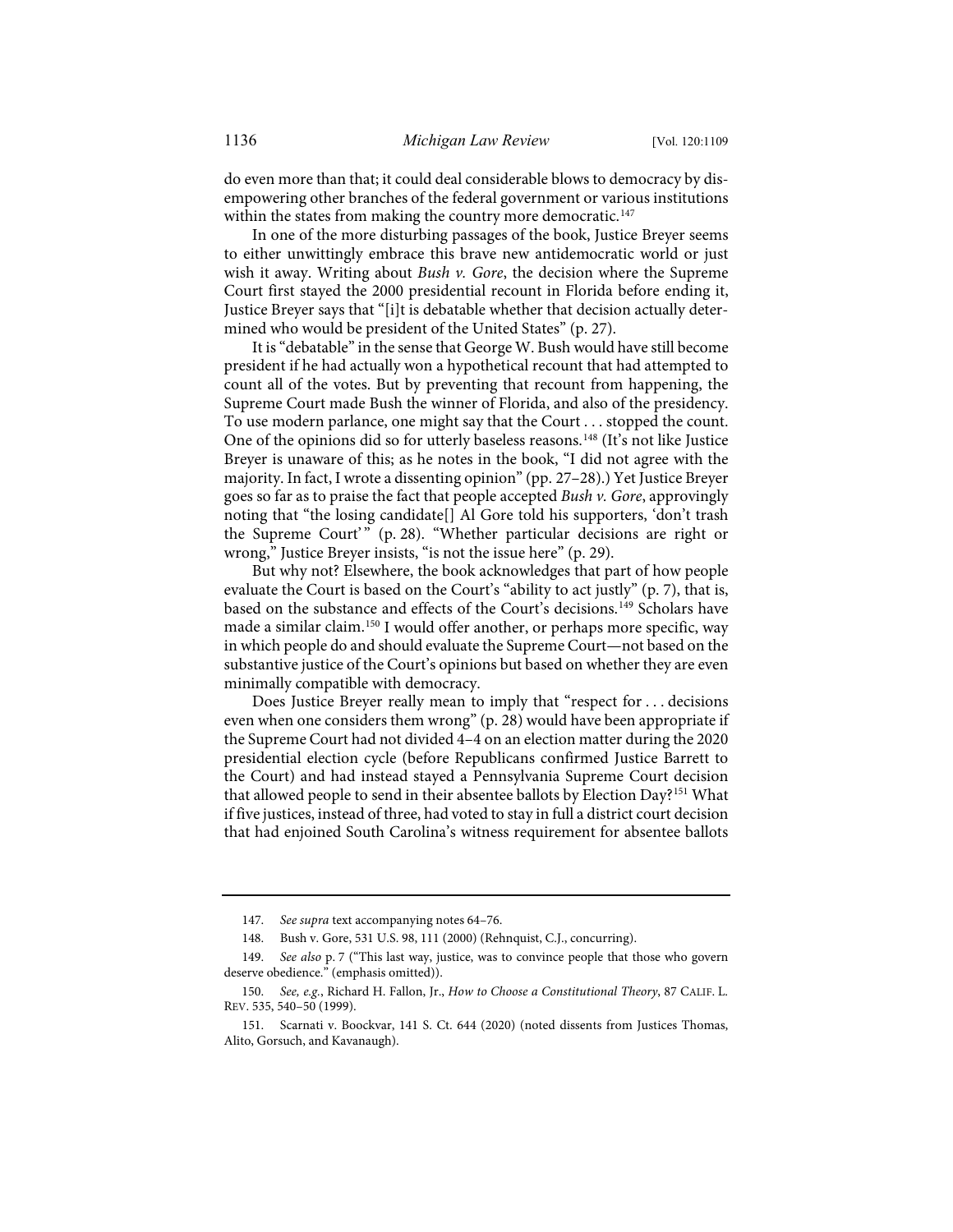do even more than that; it could deal considerable blows to democracy by disempowering other branches of the federal government or various institutions within the states from making the country more democratic.[147]

In one of the more disturbing passages of the book, Justice Breyer seems to either unwittingly embrace this brave new antidemocratic world or just wish it away. Writing about *Bush v. Gore*, the decision where the Supreme Court first stayed the 2000 presidential recount in Florida before ending it, Justice Breyer says that "[i]t is debatable whether that decision actually determined who would be president of the United States" (p. 27).

It is "debatable" in the sense that George W. Bush would have still become president if he had actually won a hypothetical recount that had attempted to count all of the votes. But by preventing that recount from happening, the Supreme Court made Bush the winner of Florida, and also of the presidency. To use modern parlance, one might say that the Court . . . stopped the count. One of the opinions did so for utterly baseless reasons.[148] (It's not like Justice Breyer is unaware of this; as he notes in the book, "I did not agree with the majority. In fact, I wrote a dissenting opinion" (pp. 27–28).) Yet Justice Breyer goes so far as to praise the fact that people accepted *Bush v. Gore*, approvingly noting that "the losing candidate[] Al Gore told his supporters, 'don't trash the Supreme Court'" (p. 28). "Whether particular decisions are right or wrong," Justice Breyer insists, "is not the issue here" (p. 29).

But why not? Elsewhere, the book acknowledges that part of how people evaluate the Court is based on the Court's "ability to act justly" (p. 7), that is, based on the substance and effects of the Court's decisions.[149] Scholars have made a similar claim.[150] I would offer another, or perhaps more specific, way in which people do and should evaluate the Supreme Court—not based on the substantive justice of the Court's opinions but based on whether they are even minimally compatible with democracy.

Does Justice Breyer really mean to imply that "respect for . . . decisions even when one considers them wrong" (p. 28) would have been appropriate if the Supreme Court had not divided 4–4 on an election matter during the 2020 presidential election cycle (before Republicans confirmed Justice Barrett to the Court) and had instead stayed a Pennsylvania Supreme Court decision that allowed people to send in their absentee ballots by Election Day?[151] What if five justices, instead of three, had voted to stay in full a district court decision that had enjoined South Carolina's witness requirement for absentee ballots

---

147. *See supra* text accompanying notes 64–76.

148. Bush v. Gore, 531 U.S. 98, 111 (2000) (Rehnquist, C.J., concurring).

149. *See also* p. 7 ("This last way, justice, was to convince people that those who govern deserve obedience." (emphasis omitted)).

150. *See, e.g.*, Richard H. Fallon, Jr., *How to Choose a Constitutional Theory*, 87 CALIF. L. REV. 535, 540–50 (1999).

151. Scarnati v. Boockvar, 141 S. Ct. 644 (2020) (noted dissents from Justices Thomas, Alito, Gorsuch, and Kavanaugh).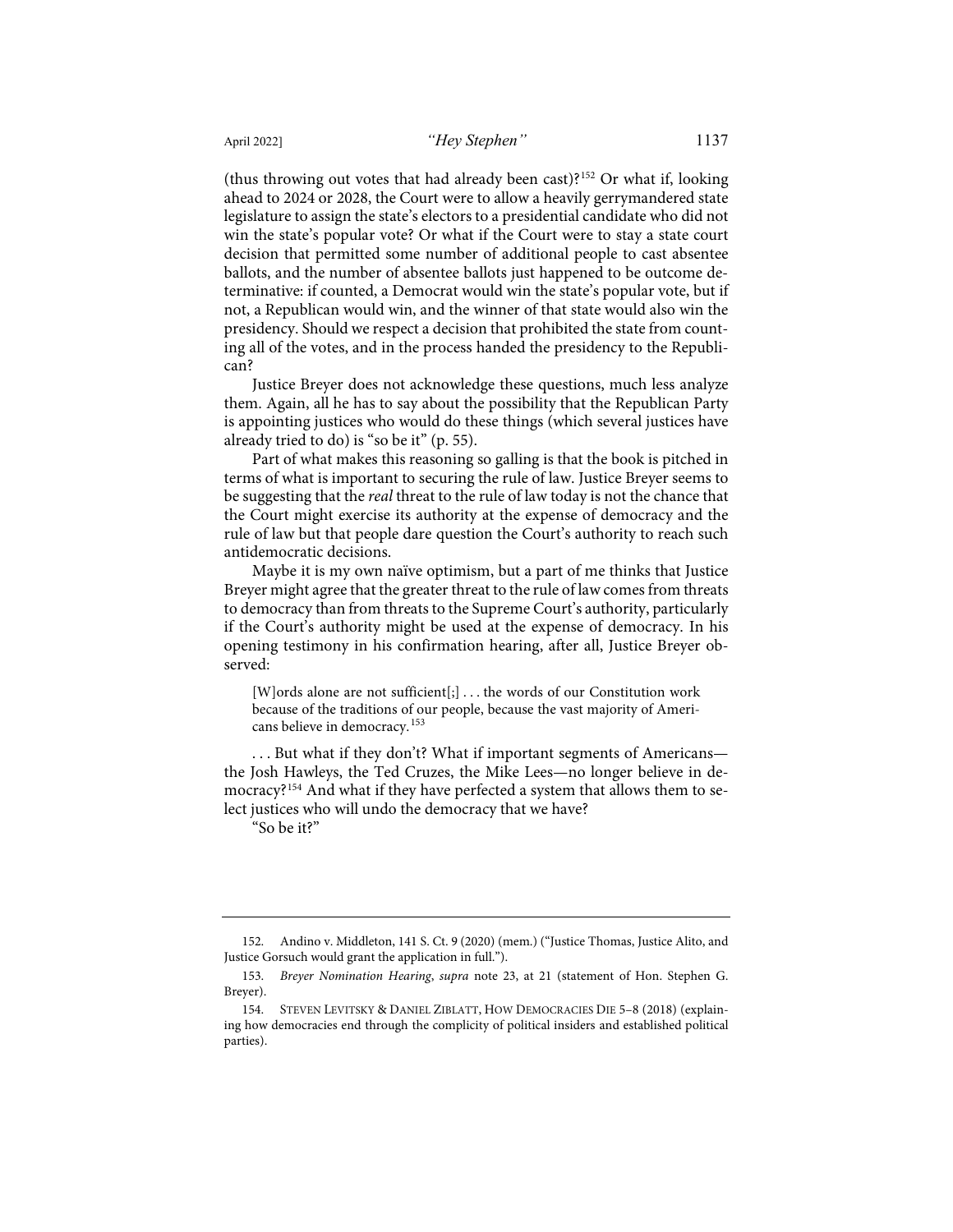(thus throwing out votes that had already been cast)?[152] Or what if, looking ahead to 2024 or 2028, the Court were to allow a heavily gerrymandered state legislature to assign the state's electors to a presidential candidate who did not win the state's popular vote? Or what if the Court were to stay a state court decision that permitted some number of additional people to cast absentee ballots, and the number of absentee ballots just happened to be outcome determinative: if counted, a Democrat would win the state's popular vote, but if not, a Republican would win, and the winner of that state would also win the presidency. Should we respect a decision that prohibited the state from counting all of the votes, and in the process handed the presidency to the Republican?

Justice Breyer does not acknowledge these questions, much less analyze them. Again, all he has to say about the possibility that the Republican Party is appointing justices who would do these things (which several justices have already tried to do) is "so be it" (p. 55).

Part of what makes this reasoning so galling is that the book is pitched in terms of what is important to securing the rule of law. Justice Breyer seems to be suggesting that the *real* threat to the rule of law today is not the chance that the Court might exercise its authority at the expense of democracy and the rule of law but that people dare question the Court's authority to reach such antidemocratic decisions.

Maybe it is my own naïve optimism, but a part of me thinks that Justice Breyer might agree that the greater threat to the rule of law comes from threats to democracy than from threats to the Supreme Court's authority, particularly if the Court's authority might be used at the expense of democracy. In his opening testimony in his confirmation hearing, after all, Justice Breyer observed:

> [W]ords alone are not sufficient[;] . . . the words of our Constitution work because of the traditions of our people, because the vast majority of Americans believe in democracy.[153]

. . . But what if they don't? What if important segments of Americans—the Josh Hawleys, the Ted Cruzes, the Mike Lees—no longer believe in democracy?[154] And what if they have perfected a system that allows them to select justices who will undo the democracy that we have?

"So be it?"

---

152. Andino v. Middleton, 141 S. Ct. 9 (2020) (mem.) ("Justice Thomas, Justice Alito, and Justice Gorsuch would grant the application in full.").

153. *Breyer Nomination Hearing*, *supra* note 23, at 21 (statement of Hon. Stephen G. Breyer).

154. STEVEN LEVITSKY & DANIEL ZIBLATT, HOW DEMOCRACIES DIE 5–8 (2018) (explaining how democracies end through the complicity of political insiders and established political parties).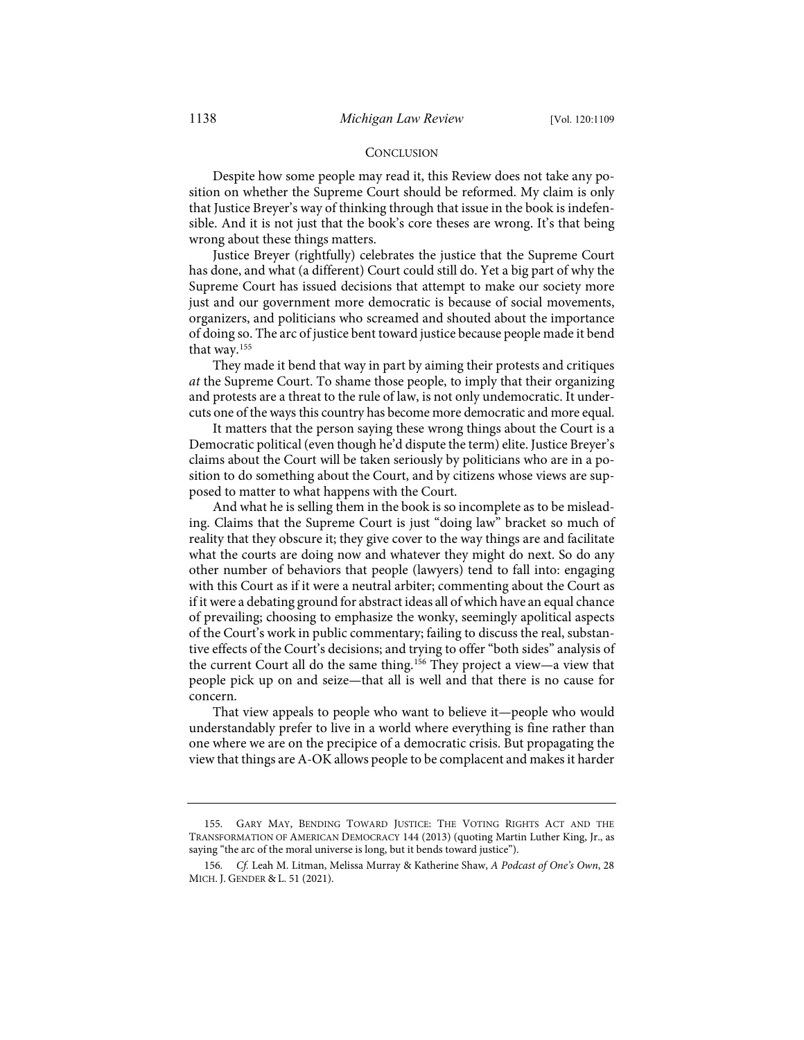## Conclusion

Despite how some people may read it, this Review does not take any position on whether the Supreme Court should be reformed. My claim is only that Justice Breyer's way of thinking through that issue in the book is indefensible. And it is not just that the book's core theses are wrong. It's that being wrong about these things matters.

Justice Breyer (rightfully) celebrates the justice that the Supreme Court has done, and what (a different) Court could still do. Yet a big part of why the Supreme Court has issued decisions that attempt to make our society more just and our government more democratic is because of social movements, organizers, and politicians who screamed and shouted about the importance of doing so. The arc of justice bent toward justice because people made it bend that way.[155]

They made it bend that way in part by aiming their protests and critiques *at* the Supreme Court. To shame those people, to imply that their organizing and protests are a threat to the rule of law, is not only undemocratic. It undercuts one of the ways this country has become more democratic and more equal.

It matters that the person saying these wrong things about the Court is a Democratic political (even though he'd dispute the term) elite. Justice Breyer's claims about the Court will be taken seriously by politicians who are in a position to do something about the Court, and by citizens whose views are supposed to matter to what happens with the Court.

And what he is selling them in the book is so incomplete as to be misleading. Claims that the Supreme Court is just "doing law" bracket so much of reality that they obscure it; they give cover to the way things are and facilitate what the courts are doing now and whatever they might do next. So do any other number of behaviors that people (lawyers) tend to fall into: engaging with this Court as if it were a neutral arbiter; commenting about the Court as if it were a debating ground for abstract ideas all of which have an equal chance of prevailing; choosing to emphasize the wonky, seemingly apolitical aspects of the Court's work in public commentary; failing to discuss the real, substantive effects of the Court's decisions; and trying to offer "both sides" analysis of the current Court all do the same thing.[156] They project a view—a view that people pick up on and seize—that all is well and that there is no cause for concern.

That view appeals to people who want to believe it—people who would understandably prefer to live in a world where everything is fine rather than one where we are on the precipice of a democratic crisis. But propagating the view that things are A-OK allows people to be complacent and makes it harder

---

155. Gary May, Bending Toward Justice: The Voting Rights Act and the Transformation of American Democracy 144 (2013) (quoting Martin Luther King, Jr., as saying "the arc of the moral universe is long, but it bends toward justice").

156. *Cf.* Leah M. Litman, Melissa Murray & Katherine Shaw, *A Podcast of One's Own*, 28 Mich. J. Gender & L. 51 (2021).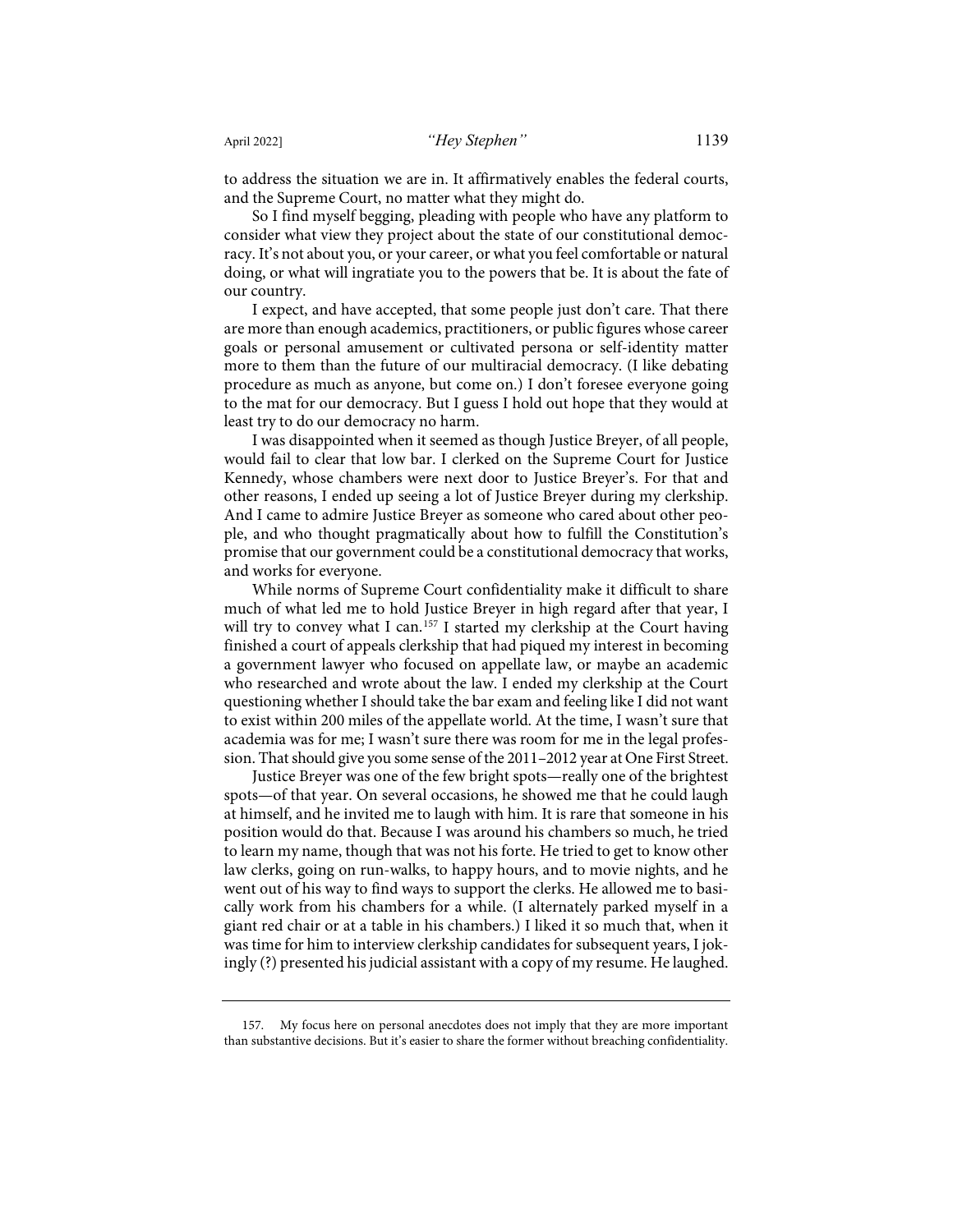to address the situation we are in. It affirmatively enables the federal courts, and the Supreme Court, no matter what they might do.

So I find myself begging, pleading with people who have any platform to consider what view they project about the state of our constitutional democracy. It's not about you, or your career, or what you feel comfortable or natural doing, or what will ingratiate you to the powers that be. It is about the fate of our country.

I expect, and have accepted, that some people just don't care. That there are more than enough academics, practitioners, or public figures whose career goals or personal amusement or cultivated persona or self-identity matter more to them than the future of our multiracial democracy. (I like debating procedure as much as anyone, but come on.) I don't foresee everyone going to the mat for our democracy. But I guess I hold out hope that they would at least try to do our democracy no harm.

I was disappointed when it seemed as though Justice Breyer, of all people, would fail to clear that low bar. I clerked on the Supreme Court for Justice Kennedy, whose chambers were next door to Justice Breyer's. For that and other reasons, I ended up seeing a lot of Justice Breyer during my clerkship. And I came to admire Justice Breyer as someone who cared about other people, and who thought pragmatically about how to fulfill the Constitution's promise that our government could be a constitutional democracy that works, and works for everyone.

While norms of Supreme Court confidentiality make it difficult to share much of what led me to hold Justice Breyer in high regard after that year, I will try to convey what I can.[157] I started my clerkship at the Court having finished a court of appeals clerkship that had piqued my interest in becoming a government lawyer who focused on appellate law, or maybe an academic who researched and wrote about the law. I ended my clerkship at the Court questioning whether I should take the bar exam and feeling like I did not want to exist within 200 miles of the appellate world. At the time, I wasn't sure that academia was for me; I wasn't sure there was room for me in the legal profession. That should give you some sense of the 2011–2012 year at One First Street.

Justice Breyer was one of the few bright spots—really one of the brightest spots—of that year. On several occasions, he showed me that he could laugh at himself, and he invited me to laugh with him. It is rare that someone in his position would do that. Because I was around his chambers so much, he tried to learn my name, though that was not his forte. He tried to get to know other law clerks, going on run-walks, to happy hours, and to movie nights, and he went out of his way to find ways to support the clerks. He allowed me to basically work from his chambers for a while. (I alternately parked myself in a giant red chair or at a table in his chambers.) I liked it so much that, when it was time for him to interview clerkship candidates for subsequent years, I jokingly (?) presented his judicial assistant with a copy of my resume. He laughed.

157. My focus here on personal anecdotes does not imply that they are more important than substantive decisions. But it's easier to share the former without breaching confidentiality.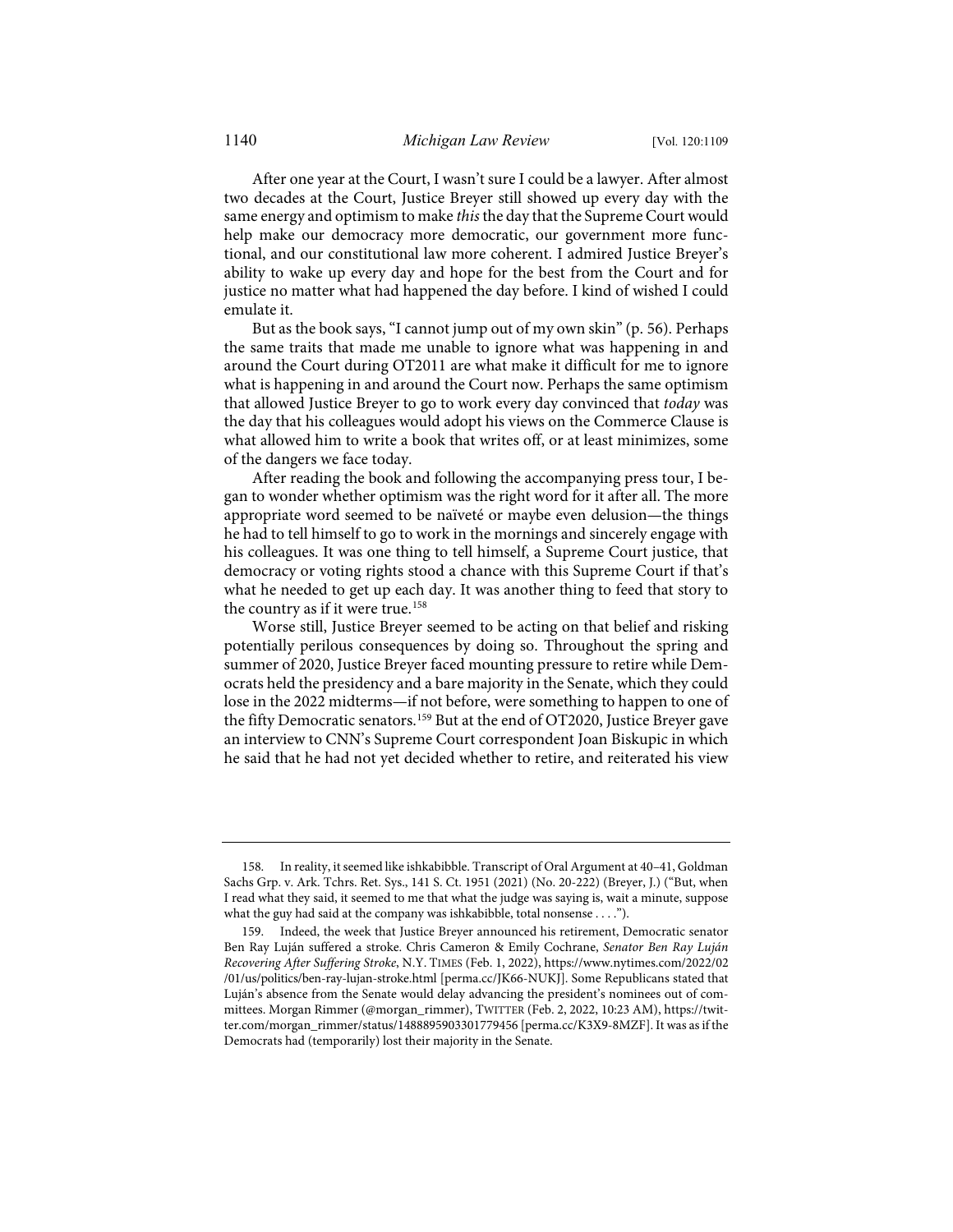After one year at the Court, I wasn't sure I could be a lawyer. After almost two decades at the Court, Justice Breyer still showed up every day with the same energy and optimism to make *this* the day that the Supreme Court would help make our democracy more democratic, our government more functional, and our constitutional law more coherent. I admired Justice Breyer's ability to wake up every day and hope for the best from the Court and for justice no matter what had happened the day before. I kind of wished I could emulate it.

But as the book says, "I cannot jump out of my own skin" (p. 56). Perhaps the same traits that made me unable to ignore what was happening in and around the Court during OT2011 are what make it difficult for me to ignore what is happening in and around the Court now. Perhaps the same optimism that allowed Justice Breyer to go to work every day convinced that *today* was the day that his colleagues would adopt his views on the Commerce Clause is what allowed him to write a book that writes off, or at least minimizes, some of the dangers we face today.

After reading the book and following the accompanying press tour, I began to wonder whether optimism was the right word for it after all. The more appropriate word seemed to be naïveté or maybe even delusion—the things he had to tell himself to go to work in the mornings and sincerely engage with his colleagues. It was one thing to tell himself, a Supreme Court justice, that democracy or voting rights stood a chance with this Supreme Court if that's what he needed to get up each day. It was another thing to feed that story to the country as if it were true.[158]

Worse still, Justice Breyer seemed to be acting on that belief and risking potentially perilous consequences by doing so. Throughout the spring and summer of 2020, Justice Breyer faced mounting pressure to retire while Democrats held the presidency and a bare majority in the Senate, which they could lose in the 2022 midterms—if not before, were something to happen to one of the fifty Democratic senators.[159] But at the end of OT2020, Justice Breyer gave an interview to CNN's Supreme Court correspondent Joan Biskupic in which he said that he had not yet decided whether to retire, and reiterated his view

---

158. In reality, it seemed like ishkabibble. Transcript of Oral Argument at 40–41, Goldman Sachs Grp. v. Ark. Tchrs. Ret. Sys., 141 S. Ct. 1951 (2021) (No. 20-222) (Breyer, J.) ("But, when I read what they said, it seemed to me that what the judge was saying is, wait a minute, suppose what the guy had said at the company was ishkabibble, total nonsense . . . .").

159. Indeed, the week that Justice Breyer announced his retirement, Democratic senator Ben Ray Luján suffered a stroke. Chris Cameron & Emily Cochrane, *Senator Ben Ray Luján Recovering After Suffering Stroke*, N.Y. TIMES (Feb. 1, 2022), https://www.nytimes.com/2022/02/01/us/politics/ben-ray-lujan-stroke.html [perma.cc/JK66-NUKJ]. Some Republicans stated that Luján's absence from the Senate would delay advancing the president's nominees out of committees. Morgan Rimmer (@morgan_rimmer), TWITTER (Feb. 2, 2022, 10:23 AM), https://twitter.com/morgan_rimmer/status/1488895903301779456 [perma.cc/K3X9-8MZF]. It was as if the Democrats had (temporarily) lost their majority in the Senate.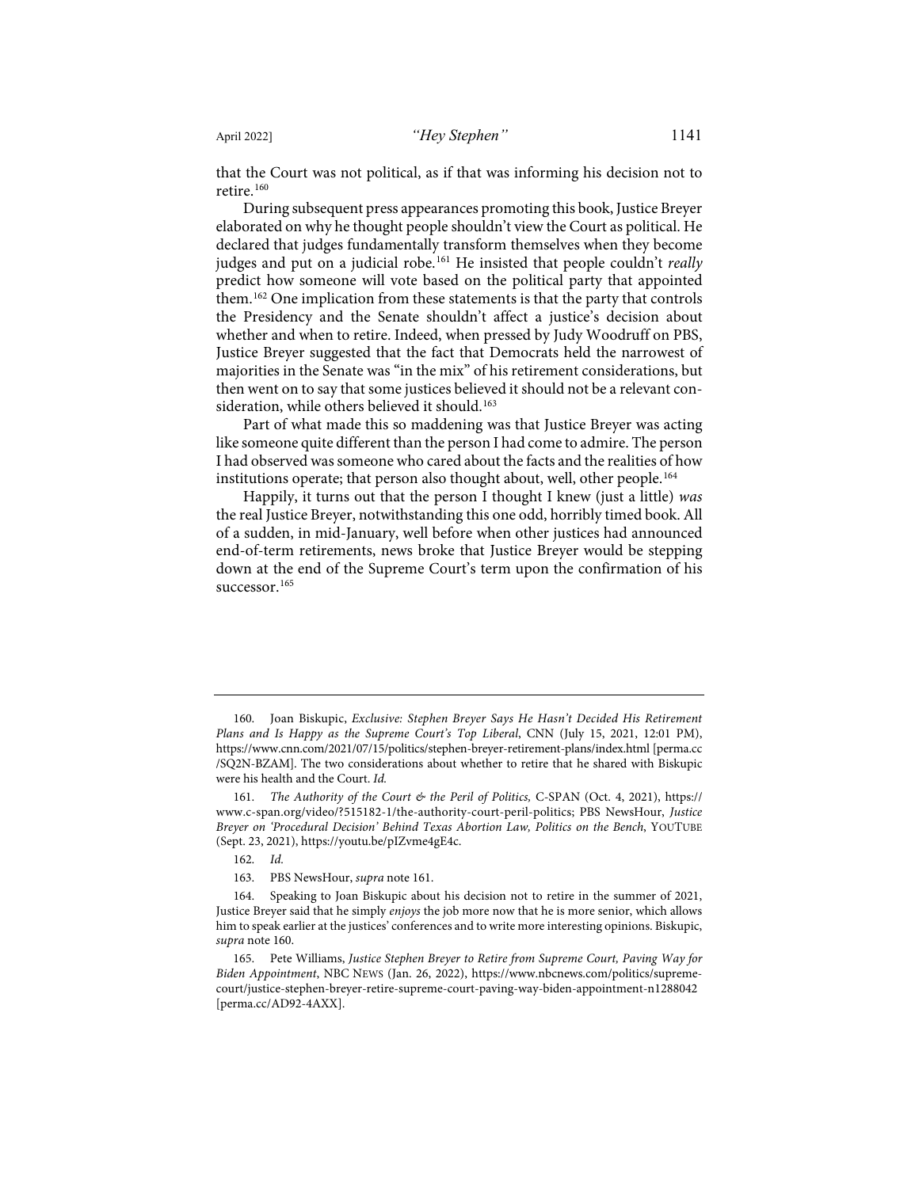that the Court was not political, as if that was informing his decision not to retire.[160]

During subsequent press appearances promoting this book, Justice Breyer elaborated on why he thought people shouldn't view the Court as political. He declared that judges fundamentally transform themselves when they become judges and put on a judicial robe.[161] He insisted that people couldn't *really* predict how someone will vote based on the political party that appointed them.[162] One implication from these statements is that the party that controls the Presidency and the Senate shouldn't affect a justice's decision about whether and when to retire. Indeed, when pressed by Judy Woodruff on PBS, Justice Breyer suggested that the fact that Democrats held the narrowest of majorities in the Senate was "in the mix" of his retirement considerations, but then went on to say that some justices believed it should not be a relevant consideration, while others believed it should.[163]

Part of what made this so maddening was that Justice Breyer was acting like someone quite different than the person I had come to admire. The person I had observed was someone who cared about the facts and the realities of how institutions operate; that person also thought about, well, other people.[164]

Happily, it turns out that the person I thought I knew (just a little) *was* the real Justice Breyer, notwithstanding this one odd, horribly timed book. All of a sudden, in mid-January, well before when other justices had announced end-of-term retirements, news broke that Justice Breyer would be stepping down at the end of the Supreme Court's term upon the confirmation of his successor.[165]

---

160. Joan Biskupic, *Exclusive: Stephen Breyer Says He Hasn't Decided His Retirement Plans and Is Happy as the Supreme Court's Top Liberal*, CNN (July 15, 2021, 12:01 PM), https://www.cnn.com/2021/07/15/politics/stephen-breyer-retirement-plans/index.html [perma.cc/SQ2N-BZAM]. The two considerations about whether to retire that he shared with Biskupic were his health and the Court. *Id.*

161. *The Authority of the Court & the Peril of Politics,* C-SPAN (Oct. 4, 2021), https://www.c-span.org/video/?515182-1/the-authority-court-peril-politics; PBS NewsHour, *Justice Breyer on 'Procedural Decision' Behind Texas Abortion Law, Politics on the Bench*, YOUTUBE (Sept. 23, 2021), https://youtu.be/pIZvme4gE4c.

162. *Id.*

163. PBS NewsHour, *supra* note 161.

164. Speaking to Joan Biskupic about his decision not to retire in the summer of 2021, Justice Breyer said that he simply *enjoys* the job more now that he is more senior, which allows him to speak earlier at the justices' conferences and to write more interesting opinions. Biskupic, *supra* note 160.

165. Pete Williams, *Justice Stephen Breyer to Retire from Supreme Court, Paving Way for Biden Appointment*, NBC NEWS (Jan. 26, 2022), https://www.nbcnews.com/politics/supreme-court/justice-stephen-breyer-retire-supreme-court-paving-way-biden-appointment-n1288042 [perma.cc/AD92-4AXX].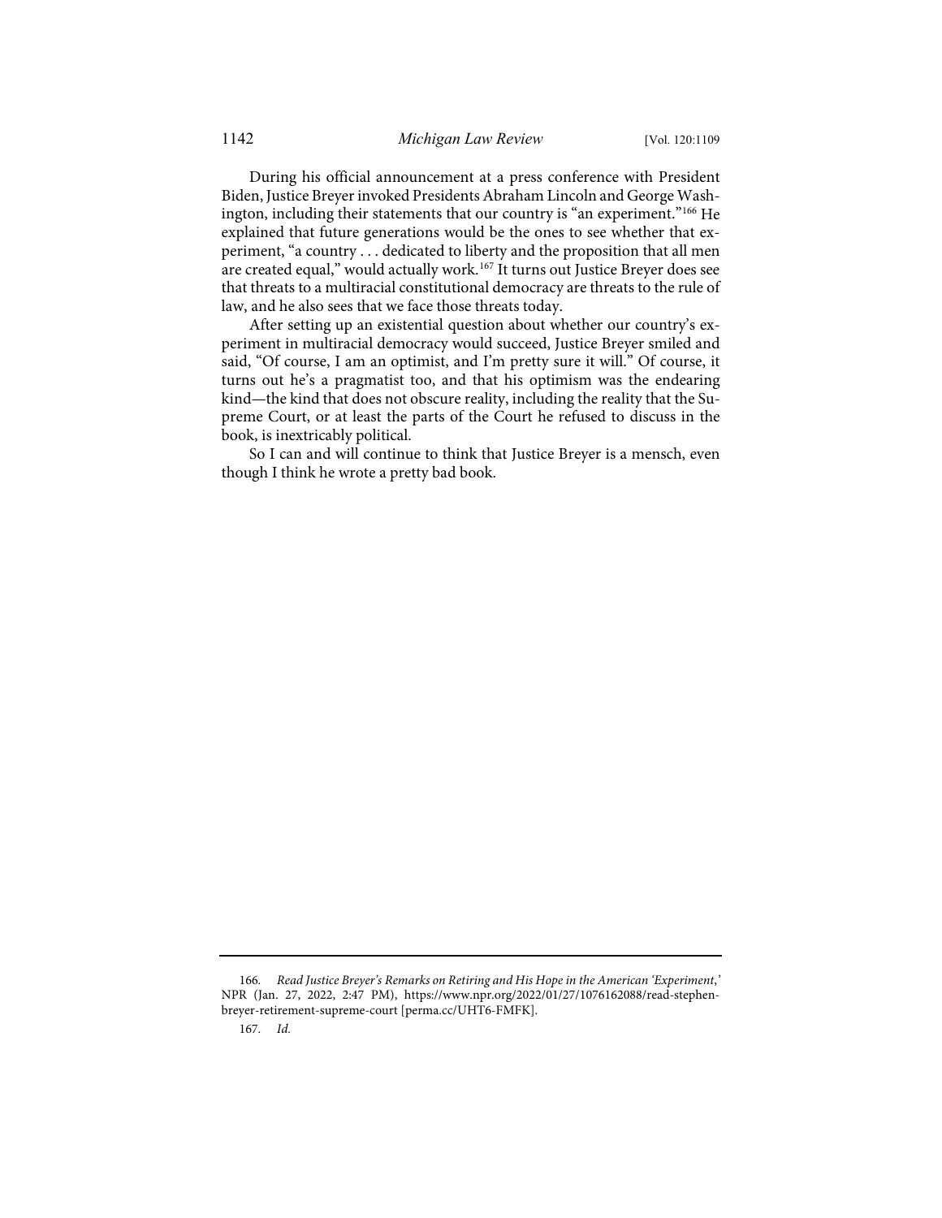During his official announcement at a press conference with President Biden, Justice Breyer invoked Presidents Abraham Lincoln and George Washington, including their statements that our country is "an experiment."[166] He explained that future generations would be the ones to see whether that experiment, "a country . . . dedicated to liberty and the proposition that all men are created equal," would actually work.[167] It turns out Justice Breyer does see that threats to a multiracial constitutional democracy are threats to the rule of law, and he also sees that we face those threats today.

After setting up an existential question about whether our country's experiment in multiracial democracy would succeed, Justice Breyer smiled and said, "Of course, I am an optimist, and I'm pretty sure it will." Of course, it turns out he's a pragmatist too, and that his optimism was the endearing kind—the kind that does not obscure reality, including the reality that the Supreme Court, or at least the parts of the Court he refused to discuss in the book, is inextricably political.

So I can and will continue to think that Justice Breyer is a mensch, even though I think he wrote a pretty bad book.

---

166. *Read Justice Breyer's Remarks on Retiring and His Hope in the American 'Experiment*,*'* NPR (Jan. 27, 2022, 2:47 PM), https://www.npr.org/2022/01/27/1076162088/read-stephen-breyer-retirement-supreme-court [perma.cc/UHT6-FMFK].

167. *Id.*